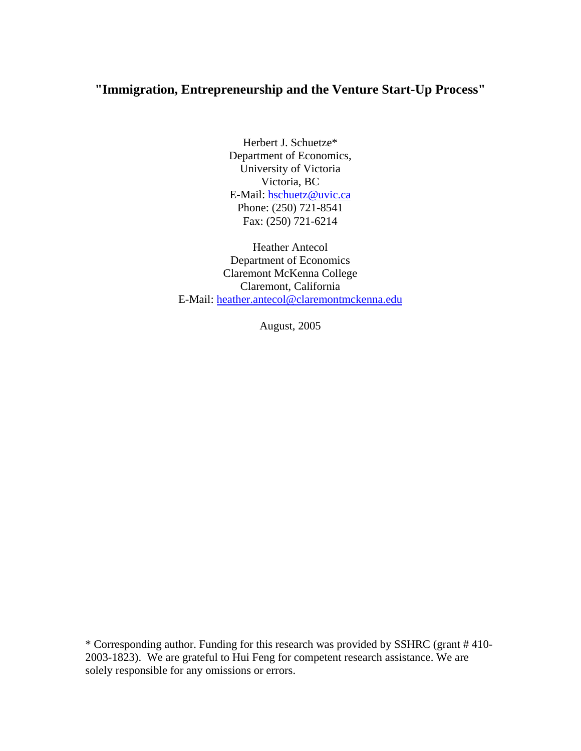# "Immigration, Entrepreneurship and the Venture Start-Up Process"

Herbert J. Schuetze*
Department of Economics,
University of Victoria
Victoria, BC
E-Mail: hschuetz@uvic.ca
Phone: (250) 721-8541
Fax: (250) 721-6214

Heather Antecol
Department of Economics
Claremont McKenna College
Claremont, California
E-Mail: heather.antecol@claremontmckenna.edu

August, 2005

* Corresponding author. Funding for this research was provided by SSHRC (grant # 410-2003-1823). We are grateful to Hui Feng for competent research assistance. We are solely responsible for any omissions or errors.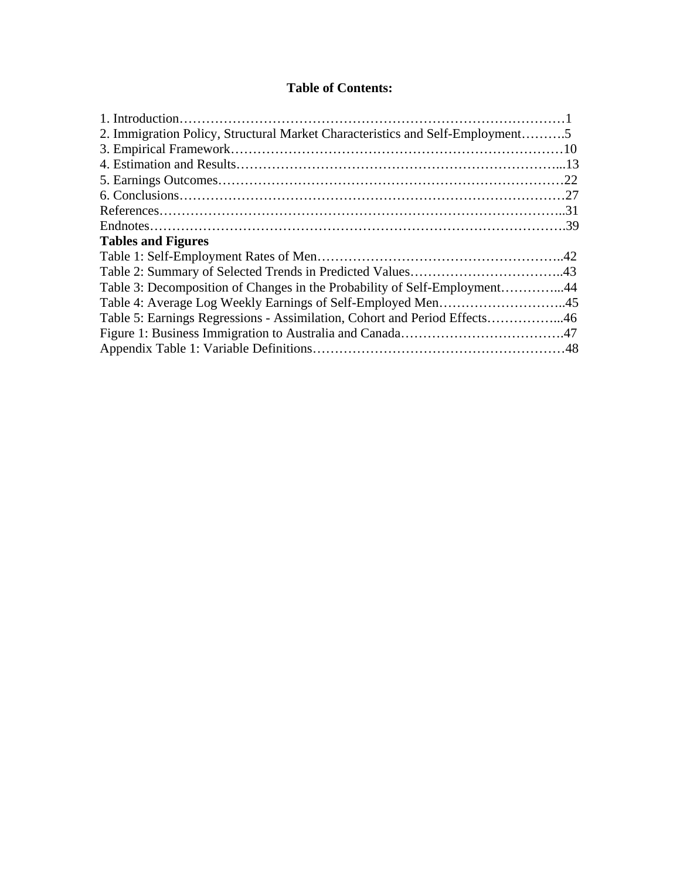**Table of Contents:**

1. Introduction……………………………………………………………………………1
2. Immigration Policy, Structural Market Characteristics and Self-Employment……….5
3. Empirical Framework…………………………………………………………………10
4. Estimation and Results………………………………………………………………...13
5. Earnings Outcomes……………………………………………………………………22
6. Conclusions……………………………………………………………………………27

References……………………………………………………………………………..31

Endnotes……………………………………………………………………………….39

**Tables and Figures**

Table 1: Self-Employment Rates of Men……………………………………………..42

Table 2: Summary of Selected Trends in Predicted Values……………………………..43

Table 3: Decomposition of Changes in the Probability of Self-Employment…………...44

Table 4: Average Log Weekly Earnings of Self-Employed Men………………………..45

Table 5: Earnings Regressions - Assimilation, Cohort and Period Effects……………...46

Figure 1: Business Immigration to Australia and Canada……………………………….47

Appendix Table 1: Variable Definitions…………………………………………………48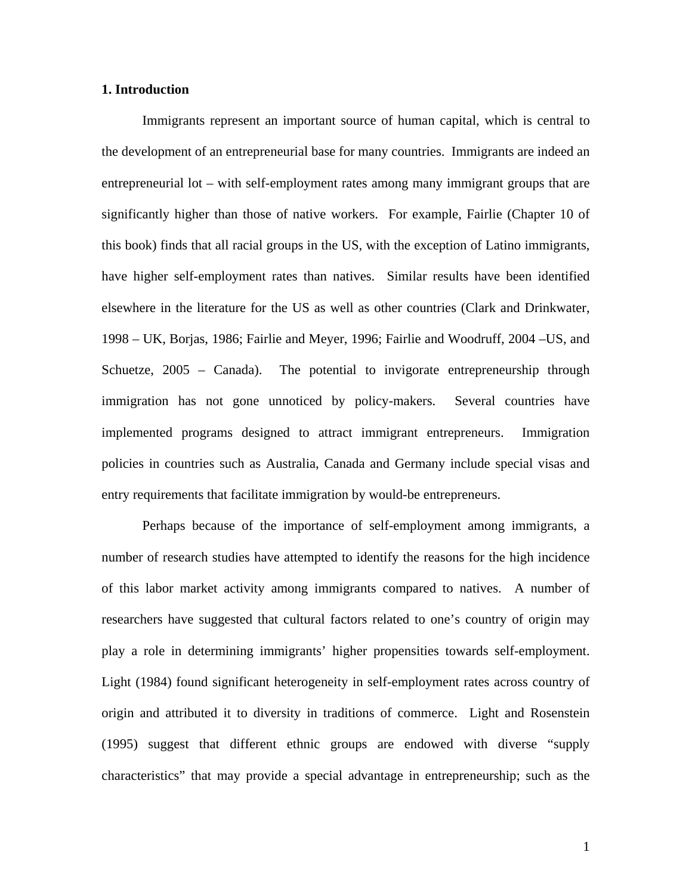## 1. Introduction

Immigrants represent an important source of human capital, which is central to the development of an entrepreneurial base for many countries. Immigrants are indeed an entrepreneurial lot – with self-employment rates among many immigrant groups that are significantly higher than those of native workers. For example, Fairlie (Chapter 10 of this book) finds that all racial groups in the US, with the exception of Latino immigrants, have higher self-employment rates than natives. Similar results have been identified elsewhere in the literature for the US as well as other countries (Clark and Drinkwater, 1998 – UK, Borjas, 1986; Fairlie and Meyer, 1996; Fairlie and Woodruff, 2004 –US, and Schuetze, 2005 – Canada). The potential to invigorate entrepreneurship through immigration has not gone unnoticed by policy-makers. Several countries have implemented programs designed to attract immigrant entrepreneurs. Immigration policies in countries such as Australia, Canada and Germany include special visas and entry requirements that facilitate immigration by would-be entrepreneurs.

Perhaps because of the importance of self-employment among immigrants, a number of research studies have attempted to identify the reasons for the high incidence of this labor market activity among immigrants compared to natives. A number of researchers have suggested that cultural factors related to one's country of origin may play a role in determining immigrants' higher propensities towards self-employment. Light (1984) found significant heterogeneity in self-employment rates across country of origin and attributed it to diversity in traditions of commerce. Light and Rosenstein (1995) suggest that different ethnic groups are endowed with diverse "supply characteristics" that may provide a special advantage in entrepreneurship; such as the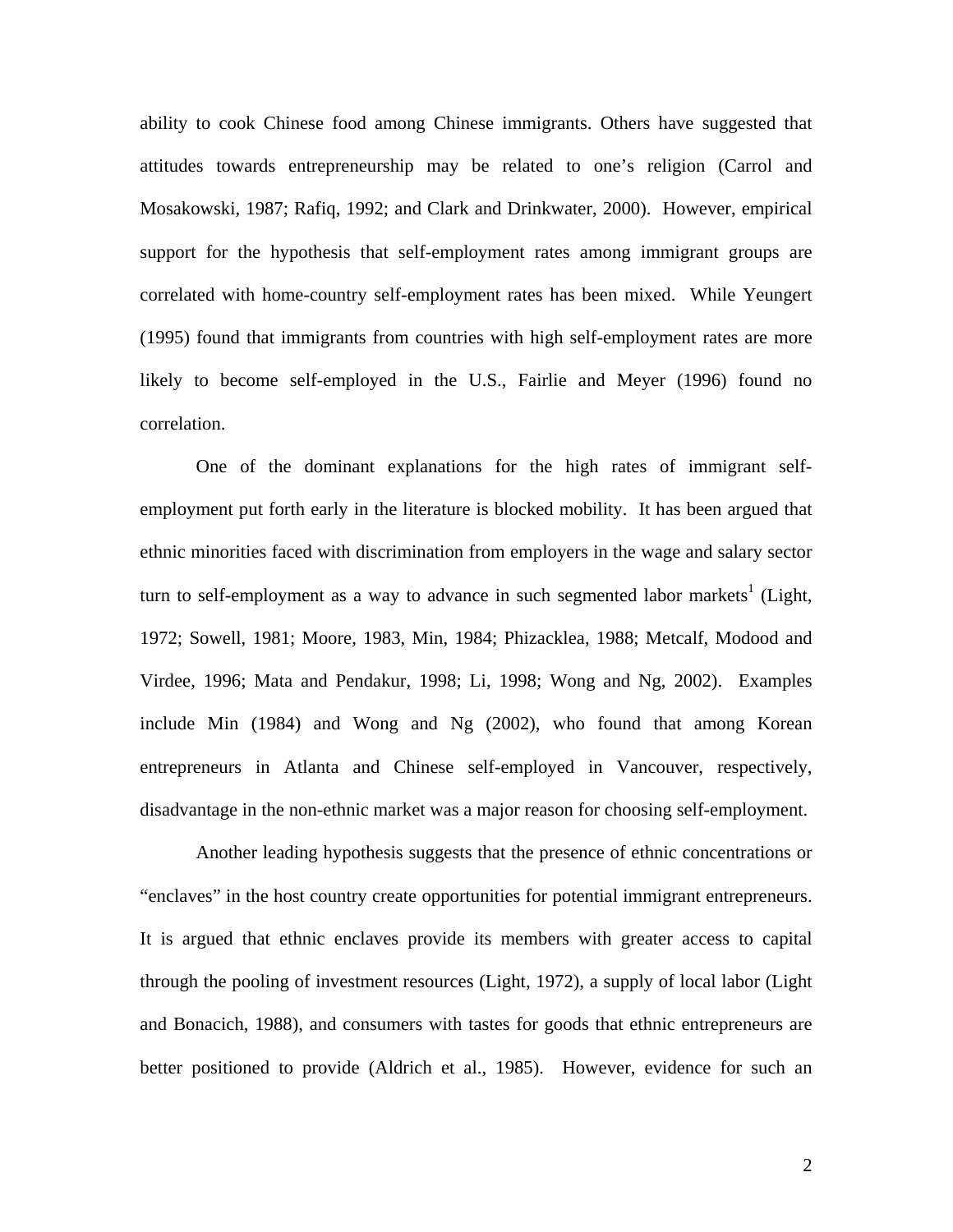ability to cook Chinese food among Chinese immigrants. Others have suggested that attitudes towards entrepreneurship may be related to one's religion (Carrol and Mosakowski, 1987; Rafiq, 1992; and Clark and Drinkwater, 2000). However, empirical support for the hypothesis that self-employment rates among immigrant groups are correlated with home-country self-employment rates has been mixed. While Yeungert (1995) found that immigrants from countries with high self-employment rates are more likely to become self-employed in the U.S., Fairlie and Meyer (1996) found no correlation.

One of the dominant explanations for the high rates of immigrant self-employment put forth early in the literature is blocked mobility. It has been argued that ethnic minorities faced with discrimination from employers in the wage and salary sector turn to self-employment as a way to advance in such segmented labor markets[1] (Light, 1972; Sowell, 1981; Moore, 1983, Min, 1984; Phizacklea, 1988; Metcalf, Modood and Virdee, 1996; Mata and Pendakur, 1998; Li, 1998; Wong and Ng, 2002). Examples include Min (1984) and Wong and Ng (2002), who found that among Korean entrepreneurs in Atlanta and Chinese self-employed in Vancouver, respectively, disadvantage in the non-ethnic market was a major reason for choosing self-employment.

Another leading hypothesis suggests that the presence of ethnic concentrations or "enclaves" in the host country create opportunities for potential immigrant entrepreneurs. It is argued that ethnic enclaves provide its members with greater access to capital through the pooling of investment resources (Light, 1972), a supply of local labor (Light and Bonacich, 1988), and consumers with tastes for goods that ethnic entrepreneurs are better positioned to provide (Aldrich et al., 1985). However, evidence for such an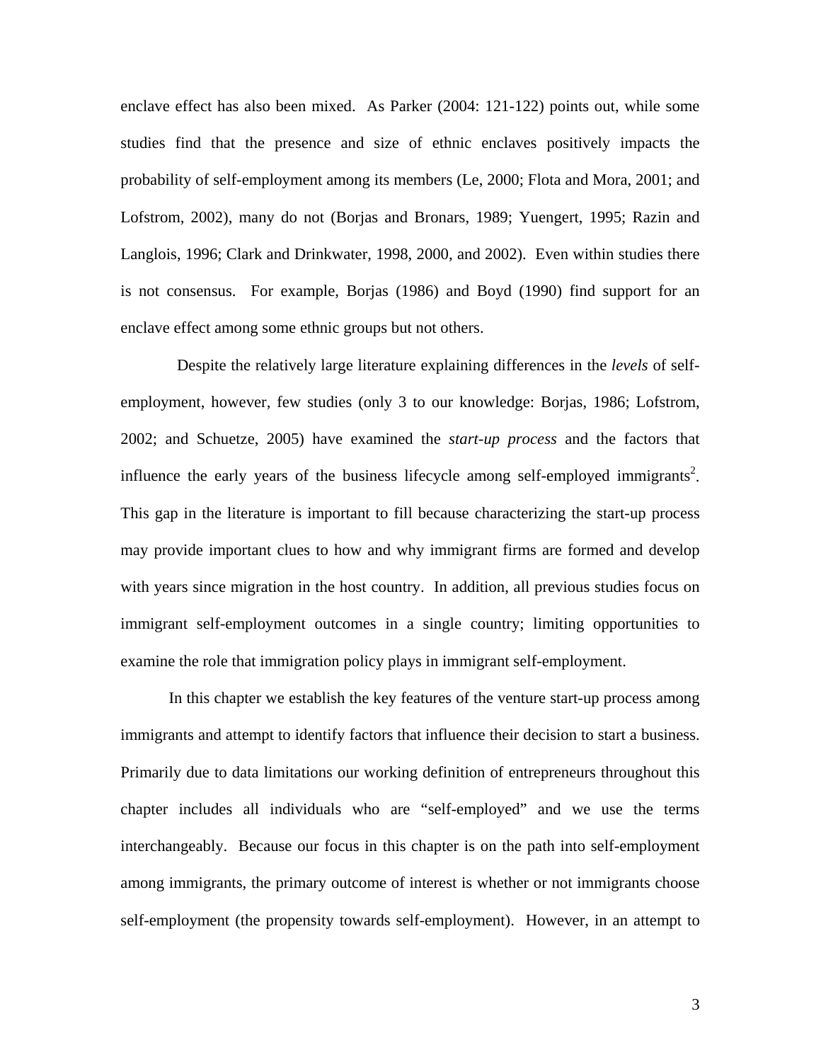enclave effect has also been mixed. As Parker (2004: 121-122) points out, while some studies find that the presence and size of ethnic enclaves positively impacts the probability of self-employment among its members (Le, 2000; Flota and Mora, 2001; and Lofstrom, 2002), many do not (Borjas and Bronars, 1989; Yuengert, 1995; Razin and Langlois, 1996; Clark and Drinkwater, 1998, 2000, and 2002). Even within studies there is not consensus. For example, Borjas (1986) and Boyd (1990) find support for an enclave effect among some ethnic groups but not others.

Despite the relatively large literature explaining differences in the *levels* of self-employment, however, few studies (only 3 to our knowledge: Borjas, 1986; Lofstrom, 2002; and Schuetze, 2005) have examined the *start-up process* and the factors that influence the early years of the business lifecycle among self-employed immigrants[2]. This gap in the literature is important to fill because characterizing the start-up process may provide important clues to how and why immigrant firms are formed and develop with years since migration in the host country. In addition, all previous studies focus on immigrant self-employment outcomes in a single country; limiting opportunities to examine the role that immigration policy plays in immigrant self-employment.

In this chapter we establish the key features of the venture start-up process among immigrants and attempt to identify factors that influence their decision to start a business. Primarily due to data limitations our working definition of entrepreneurs throughout this chapter includes all individuals who are "self-employed" and we use the terms interchangeably. Because our focus in this chapter is on the path into self-employment among immigrants, the primary outcome of interest is whether or not immigrants choose self-employment (the propensity towards self-employment). However, in an attempt to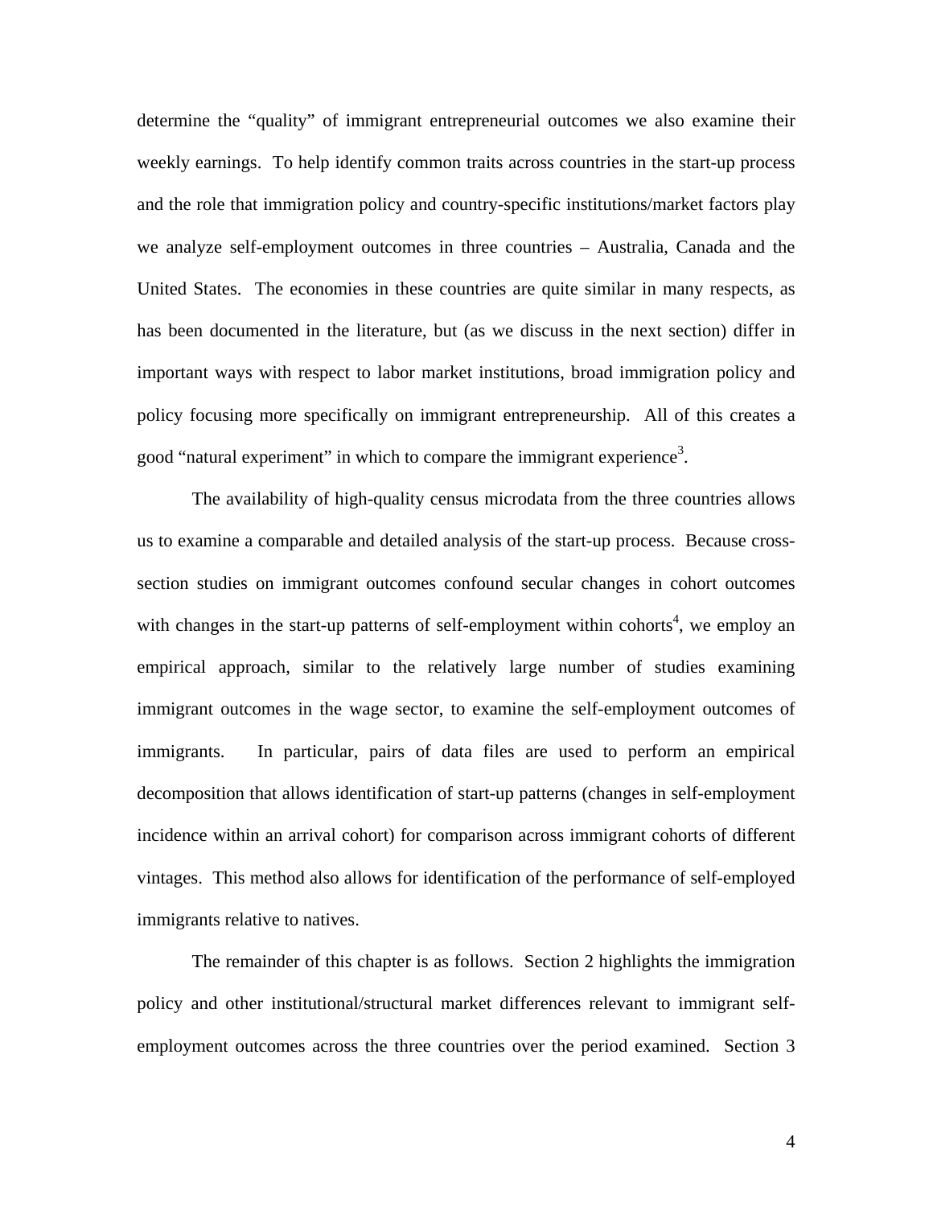determine the "quality" of immigrant entrepreneurial outcomes we also examine their weekly earnings. To help identify common traits across countries in the start-up process and the role that immigration policy and country-specific institutions/market factors play we analyze self-employment outcomes in three countries – Australia, Canada and the United States. The economies in these countries are quite similar in many respects, as has been documented in the literature, but (as we discuss in the next section) differ in important ways with respect to labor market institutions, broad immigration policy and policy focusing more specifically on immigrant entrepreneurship. All of this creates a good "natural experiment" in which to compare the immigrant experience[3].

The availability of high-quality census microdata from the three countries allows us to examine a comparable and detailed analysis of the start-up process. Because cross-section studies on immigrant outcomes confound secular changes in cohort outcomes with changes in the start-up patterns of self-employment within cohorts[4], we employ an empirical approach, similar to the relatively large number of studies examining immigrant outcomes in the wage sector, to examine the self-employment outcomes of immigrants. In particular, pairs of data files are used to perform an empirical decomposition that allows identification of start-up patterns (changes in self-employment incidence within an arrival cohort) for comparison across immigrant cohorts of different vintages. This method also allows for identification of the performance of self-employed immigrants relative to natives.

The remainder of this chapter is as follows. Section 2 highlights the immigration policy and other institutional/structural market differences relevant to immigrant self-employment outcomes across the three countries over the period examined. Section 3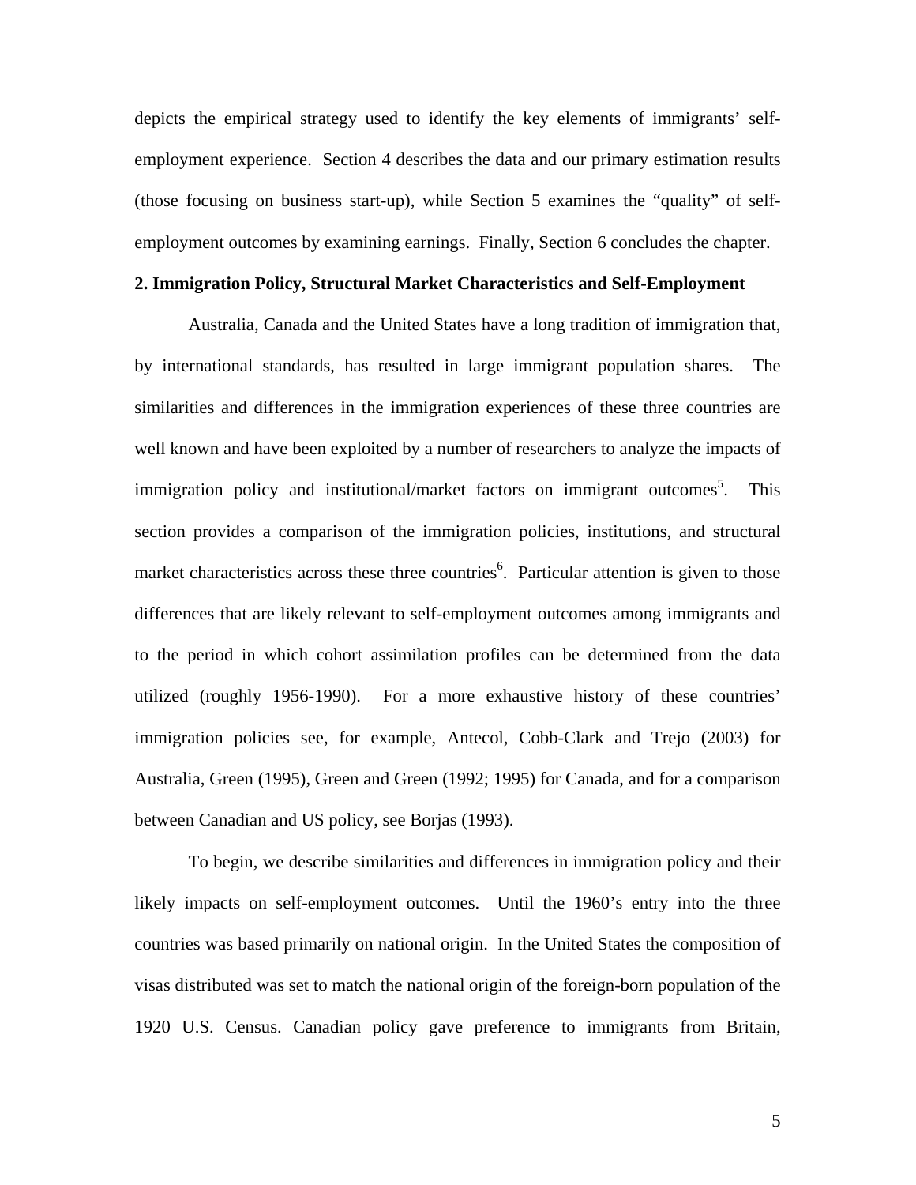depicts the empirical strategy used to identify the key elements of immigrants' self-employment experience. Section 4 describes the data and our primary estimation results (those focusing on business start-up), while Section 5 examines the "quality" of self-employment outcomes by examining earnings. Finally, Section 6 concludes the chapter.

## 2. Immigration Policy, Structural Market Characteristics and Self-Employment

Australia, Canada and the United States have a long tradition of immigration that, by international standards, has resulted in large immigrant population shares. The similarities and differences in the immigration experiences of these three countries are well known and have been exploited by a number of researchers to analyze the impacts of immigration policy and institutional/market factors on immigrant outcomes[5]. This section provides a comparison of the immigration policies, institutions, and structural market characteristics across these three countries[6]. Particular attention is given to those differences that are likely relevant to self-employment outcomes among immigrants and to the period in which cohort assimilation profiles can be determined from the data utilized (roughly 1956-1990). For a more exhaustive history of these countries' immigration policies see, for example, Antecol, Cobb-Clark and Trejo (2003) for Australia, Green (1995), Green and Green (1992; 1995) for Canada, and for a comparison between Canadian and US policy, see Borjas (1993).

To begin, we describe similarities and differences in immigration policy and their likely impacts on self-employment outcomes. Until the 1960's entry into the three countries was based primarily on national origin. In the United States the composition of visas distributed was set to match the national origin of the foreign-born population of the 1920 U.S. Census. Canadian policy gave preference to immigrants from Britain,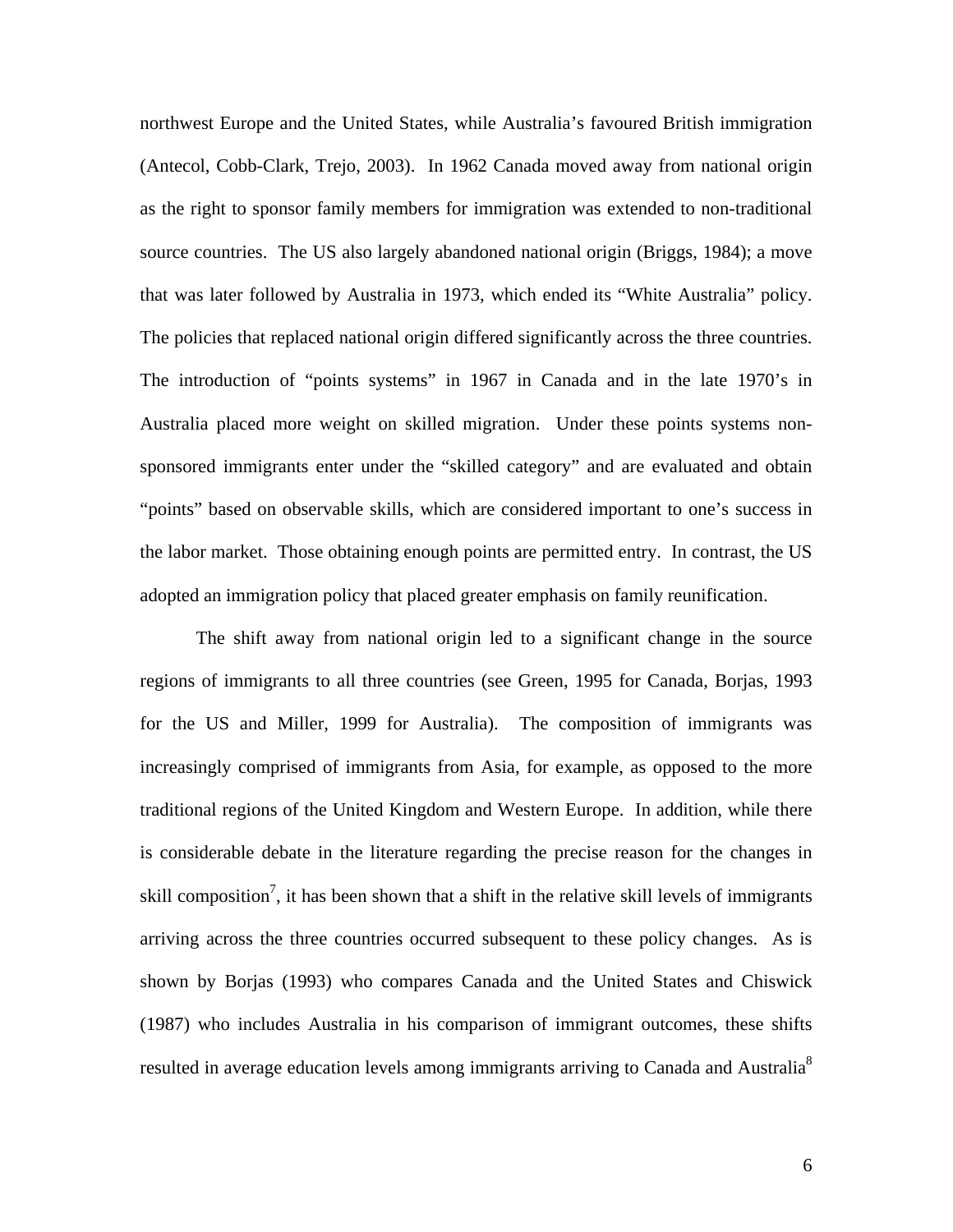northwest Europe and the United States, while Australia's favoured British immigration (Antecol, Cobb-Clark, Trejo, 2003). In 1962 Canada moved away from national origin as the right to sponsor family members for immigration was extended to non-traditional source countries. The US also largely abandoned national origin (Briggs, 1984); a move that was later followed by Australia in 1973, which ended its "White Australia" policy. The policies that replaced national origin differed significantly across the three countries. The introduction of "points systems" in 1967 in Canada and in the late 1970's in Australia placed more weight on skilled migration. Under these points systems non-sponsored immigrants enter under the "skilled category" and are evaluated and obtain "points" based on observable skills, which are considered important to one's success in the labor market. Those obtaining enough points are permitted entry. In contrast, the US adopted an immigration policy that placed greater emphasis on family reunification.

The shift away from national origin led to a significant change in the source regions of immigrants to all three countries (see Green, 1995 for Canada, Borjas, 1993 for the US and Miller, 1999 for Australia). The composition of immigrants was increasingly comprised of immigrants from Asia, for example, as opposed to the more traditional regions of the United Kingdom and Western Europe. In addition, while there is considerable debate in the literature regarding the precise reason for the changes in skill composition[7], it has been shown that a shift in the relative skill levels of immigrants arriving across the three countries occurred subsequent to these policy changes. As is shown by Borjas (1993) who compares Canada and the United States and Chiswick (1987) who includes Australia in his comparison of immigrant outcomes, these shifts resulted in average education levels among immigrants arriving to Canada and Australia[8]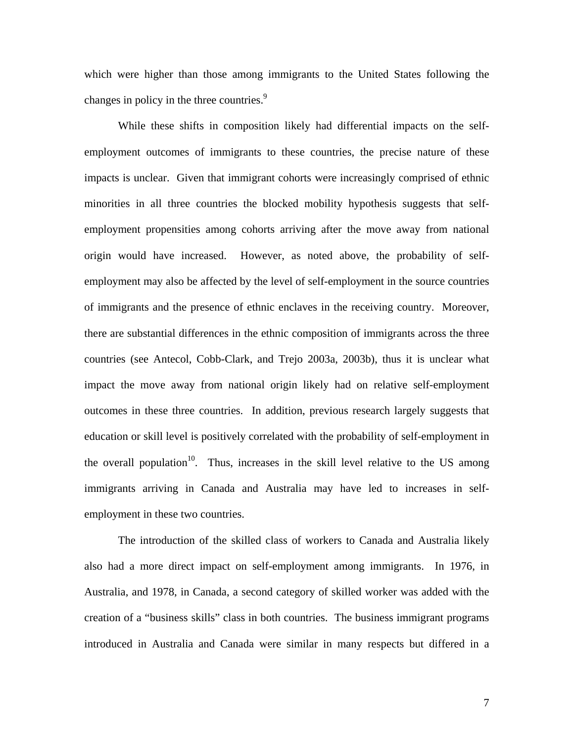which were higher than those among immigrants to the United States following the changes in policy in the three countries.[9]

While these shifts in composition likely had differential impacts on the self-employment outcomes of immigrants to these countries, the precise nature of these impacts is unclear. Given that immigrant cohorts were increasingly comprised of ethnic minorities in all three countries the blocked mobility hypothesis suggests that self-employment propensities among cohorts arriving after the move away from national origin would have increased. However, as noted above, the probability of self-employment may also be affected by the level of self-employment in the source countries of immigrants and the presence of ethnic enclaves in the receiving country. Moreover, there are substantial differences in the ethnic composition of immigrants across the three countries (see Antecol, Cobb-Clark, and Trejo 2003a, 2003b), thus it is unclear what impact the move away from national origin likely had on relative self-employment outcomes in these three countries. In addition, previous research largely suggests that education or skill level is positively correlated with the probability of self-employment in the overall population[10]. Thus, increases in the skill level relative to the US among immigrants arriving in Canada and Australia may have led to increases in self-employment in these two countries.

The introduction of the skilled class of workers to Canada and Australia likely also had a more direct impact on self-employment among immigrants. In 1976, in Australia, and 1978, in Canada, a second category of skilled worker was added with the creation of a "business skills" class in both countries. The business immigrant programs introduced in Australia and Canada were similar in many respects but differed in a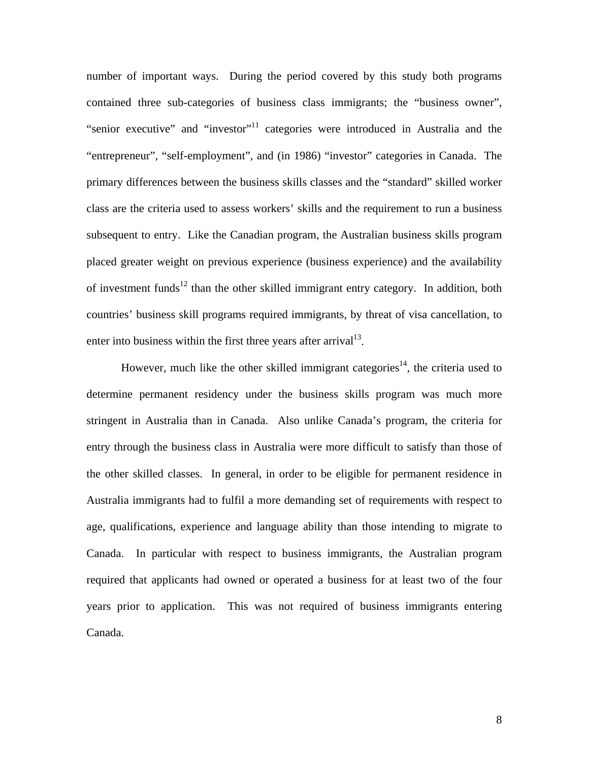number of important ways. During the period covered by this study both programs contained three sub-categories of business class immigrants; the “business owner”, “senior executive” and “investor”[11] categories were introduced in Australia and the “entrepreneur”, “self-employment”, and (in 1986) “investor” categories in Canada. The primary differences between the business skills classes and the “standard” skilled worker class are the criteria used to assess workers’ skills and the requirement to run a business subsequent to entry. Like the Canadian program, the Australian business skills program placed greater weight on previous experience (business experience) and the availability of investment funds[12] than the other skilled immigrant entry category. In addition, both countries’ business skill programs required immigrants, by threat of visa cancellation, to enter into business within the first three years after arrival[13].

However, much like the other skilled immigrant categories[14], the criteria used to determine permanent residency under the business skills program was much more stringent in Australia than in Canada. Also unlike Canada’s program, the criteria for entry through the business class in Australia were more difficult to satisfy than those of the other skilled classes. In general, in order to be eligible for permanent residence in Australia immigrants had to fulfil a more demanding set of requirements with respect to age, qualifications, experience and language ability than those intending to migrate to Canada. In particular with respect to business immigrants, the Australian program required that applicants had owned or operated a business for at least two of the four years prior to application. This was not required of business immigrants entering Canada.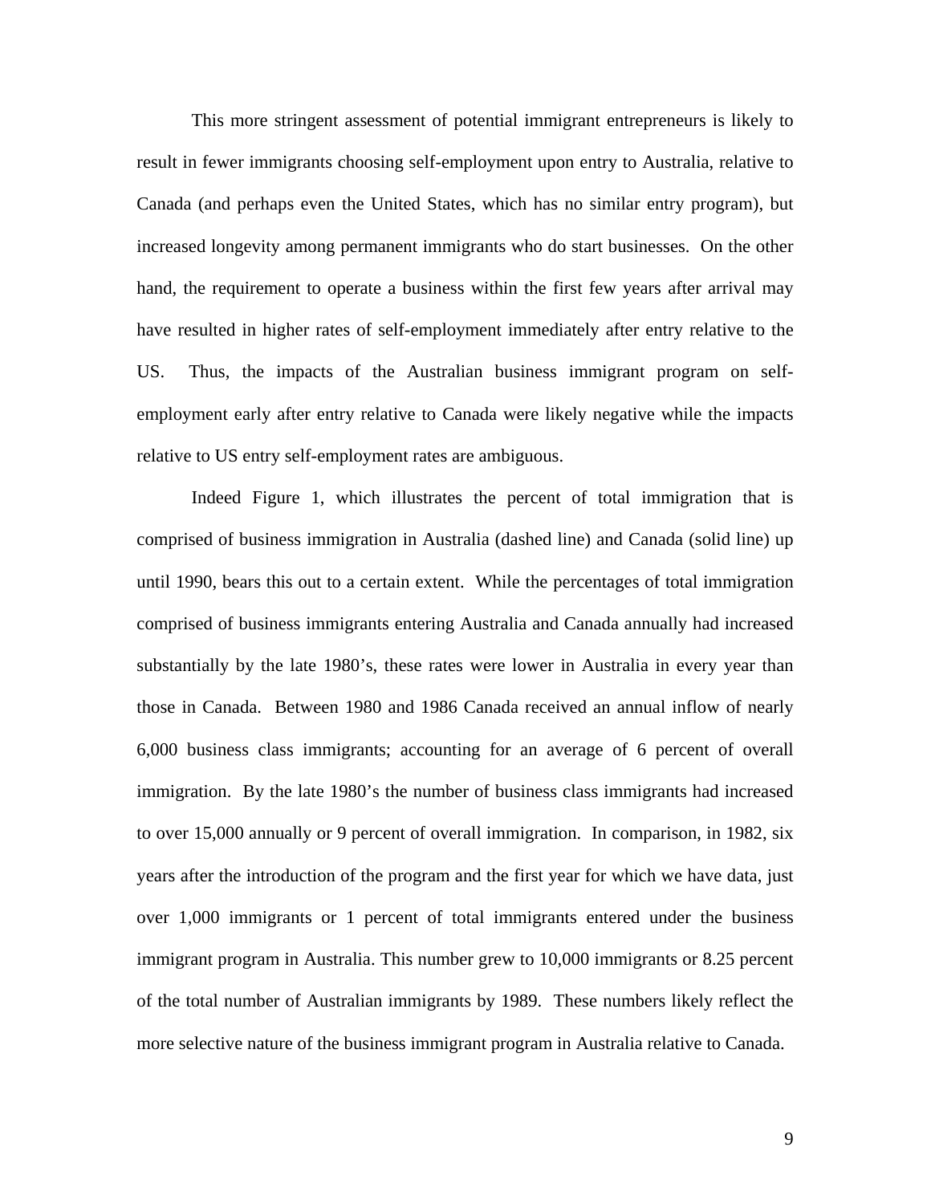This more stringent assessment of potential immigrant entrepreneurs is likely to result in fewer immigrants choosing self-employment upon entry to Australia, relative to Canada (and perhaps even the United States, which has no similar entry program), but increased longevity among permanent immigrants who do start businesses. On the other hand, the requirement to operate a business within the first few years after arrival may have resulted in higher rates of self-employment immediately after entry relative to the US. Thus, the impacts of the Australian business immigrant program on self-employment early after entry relative to Canada were likely negative while the impacts relative to US entry self-employment rates are ambiguous.

Indeed Figure 1, which illustrates the percent of total immigration that is comprised of business immigration in Australia (dashed line) and Canada (solid line) up until 1990, bears this out to a certain extent. While the percentages of total immigration comprised of business immigrants entering Australia and Canada annually had increased substantially by the late 1980's, these rates were lower in Australia in every year than those in Canada. Between 1980 and 1986 Canada received an annual inflow of nearly 6,000 business class immigrants; accounting for an average of 6 percent of overall immigration. By the late 1980's the number of business class immigrants had increased to over 15,000 annually or 9 percent of overall immigration. In comparison, in 1982, six years after the introduction of the program and the first year for which we have data, just over 1,000 immigrants or 1 percent of total immigrants entered under the business immigrant program in Australia. This number grew to 10,000 immigrants or 8.25 percent of the total number of Australian immigrants by 1989. These numbers likely reflect the more selective nature of the business immigrant program in Australia relative to Canada.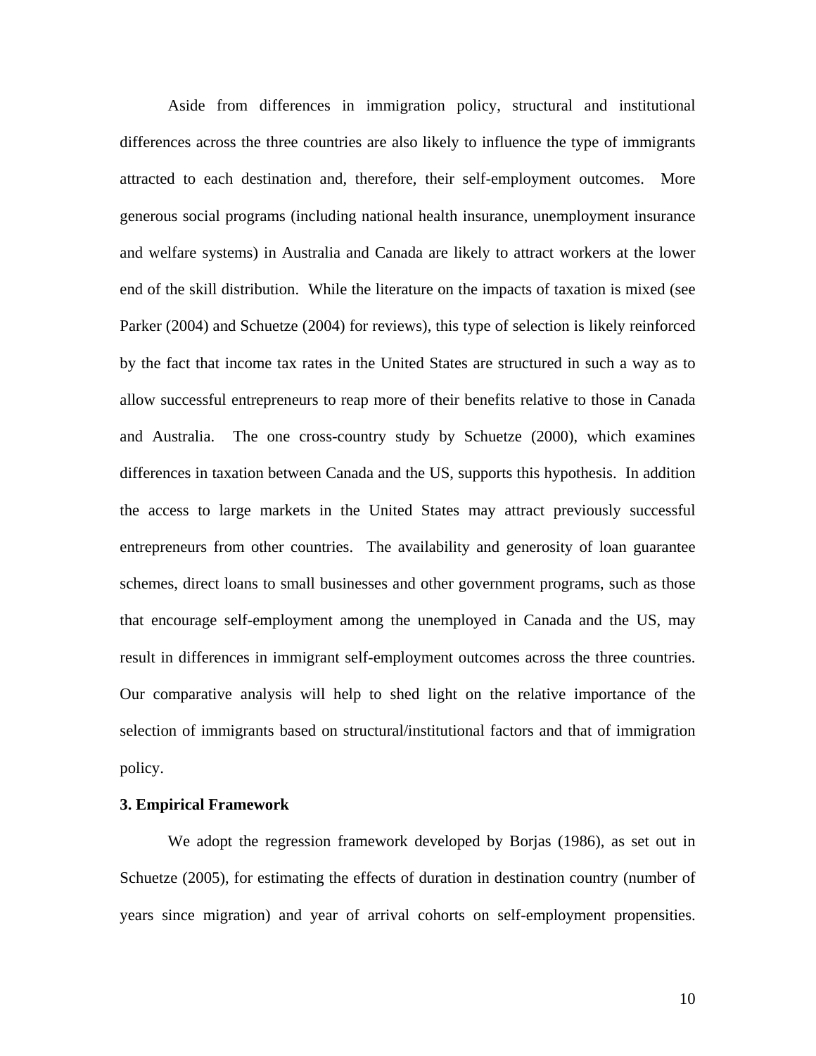Aside from differences in immigration policy, structural and institutional differences across the three countries are also likely to influence the type of immigrants attracted to each destination and, therefore, their self-employment outcomes. More generous social programs (including national health insurance, unemployment insurance and welfare systems) in Australia and Canada are likely to attract workers at the lower end of the skill distribution. While the literature on the impacts of taxation is mixed (see Parker (2004) and Schuetze (2004) for reviews), this type of selection is likely reinforced by the fact that income tax rates in the United States are structured in such a way as to allow successful entrepreneurs to reap more of their benefits relative to those in Canada and Australia. The one cross-country study by Schuetze (2000), which examines differences in taxation between Canada and the US, supports this hypothesis. In addition the access to large markets in the United States may attract previously successful entrepreneurs from other countries. The availability and generosity of loan guarantee schemes, direct loans to small businesses and other government programs, such as those that encourage self-employment among the unemployed in Canada and the US, may result in differences in immigrant self-employment outcomes across the three countries. Our comparative analysis will help to shed light on the relative importance of the selection of immigrants based on structural/institutional factors and that of immigration policy.

## 3. Empirical Framework

We adopt the regression framework developed by Borjas (1986), as set out in Schuetze (2005), for estimating the effects of duration in destination country (number of years since migration) and year of arrival cohorts on self-employment propensities.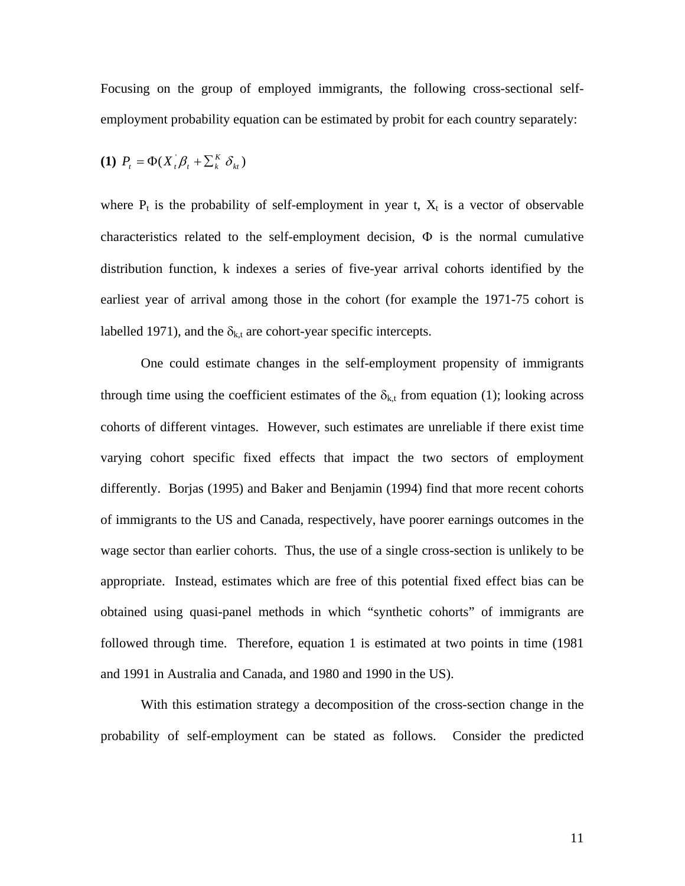Focusing on the group of employed immigrants, the following cross-sectional self-employment probability equation can be estimated by probit for each country separately:

**(1)** $P_t = \Phi(X_t^{'}\beta_t + \sum_k^K \delta_{kt})$

where $P_t$ is the probability of self-employment in year t, $X_t$ is a vector of observable characteristics related to the self-employment decision, $\Phi$ is the normal cumulative distribution function, k indexes a series of five-year arrival cohorts identified by the earliest year of arrival among those in the cohort (for example the 1971-75 cohort is labelled 1971), and the $\delta_{k,t}$ are cohort-year specific intercepts.

One could estimate changes in the self-employment propensity of immigrants through time using the coefficient estimates of the $\delta_{k,t}$ from equation (1); looking across cohorts of different vintages. However, such estimates are unreliable if there exist time varying cohort specific fixed effects that impact the two sectors of employment differently. Borjas (1995) and Baker and Benjamin (1994) find that more recent cohorts of immigrants to the US and Canada, respectively, have poorer earnings outcomes in the wage sector than earlier cohorts. Thus, the use of a single cross-section is unlikely to be appropriate. Instead, estimates which are free of this potential fixed effect bias can be obtained using quasi-panel methods in which "synthetic cohorts" of immigrants are followed through time. Therefore, equation 1 is estimated at two points in time (1981 and 1991 in Australia and Canada, and 1980 and 1990 in the US).

With this estimation strategy a decomposition of the cross-section change in the probability of self-employment can be stated as follows. Consider the predicted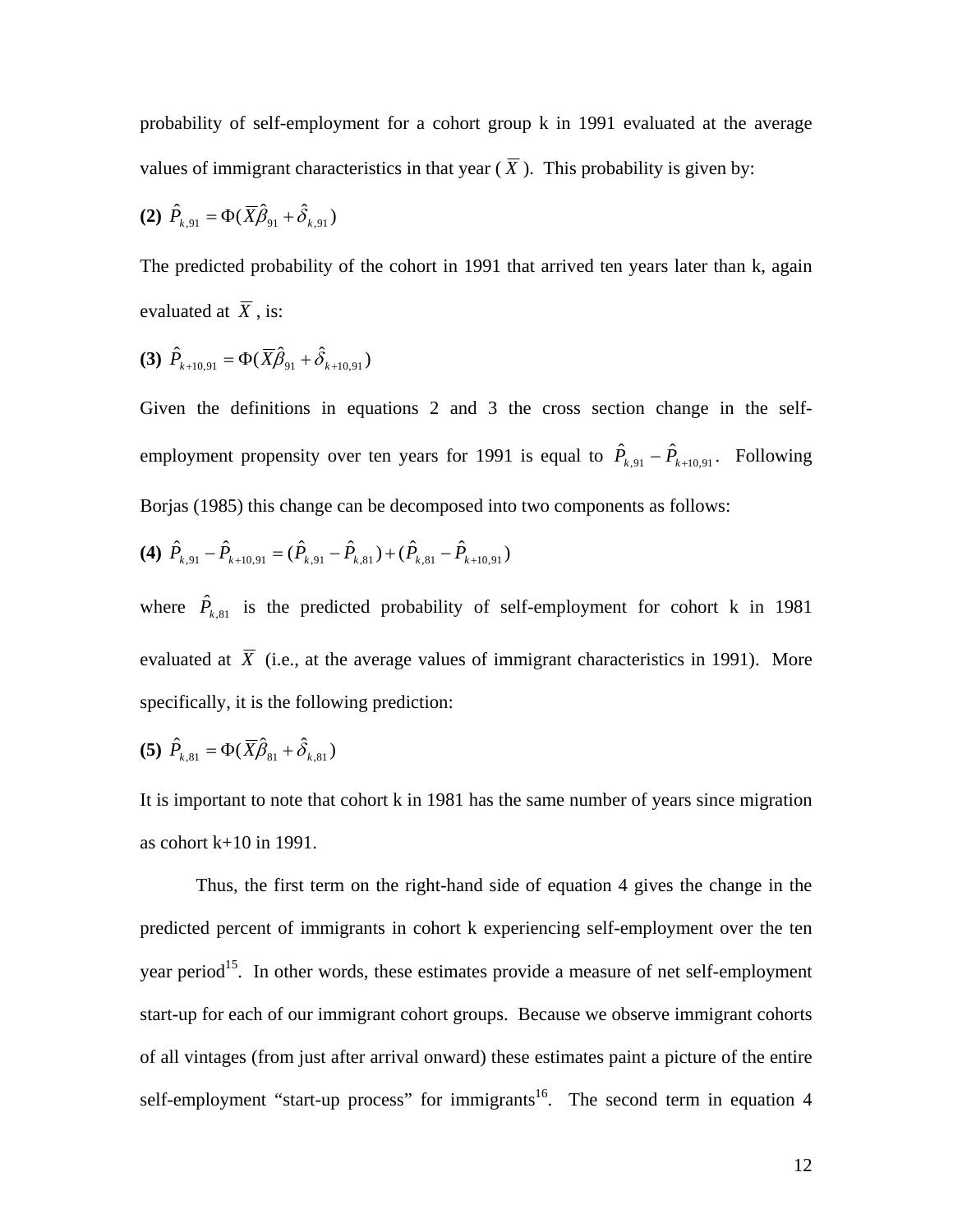probability of self-employment for a cohort group k in 1991 evaluated at the average values of immigrant characteristics in that year ( $\overline{X}$ ). This probability is given by:

**(2)** $\hat{P}_{k,91} = \Phi(\overline{X}\hat{\beta}_{91} + \hat{\delta}_{k,91})$

The predicted probability of the cohort in 1991 that arrived ten years later than k, again evaluated at $\overline{X}$ , is:

**(3)** $\hat{P}_{k+10,91} = \Phi(\overline{X}\hat{\beta}_{91} + \hat{\delta}_{k+10,91})$

Given the definitions in equations 2 and 3 the cross section change in the self-employment propensity over ten years for 1991 is equal to $\hat{P}_{k,91} - \hat{P}_{k+10,91}$. Following Borjas (1985) this change can be decomposed into two components as follows:

**(4)** $\hat{P}_{k,91} - \hat{P}_{k+10,91} = (\hat{P}_{k,91} - \hat{P}_{k,81}) + (\hat{P}_{k,81} - \hat{P}_{k+10,91})$

where $\hat{P}_{k,81}$ is the predicted probability of self-employment for cohort k in 1981 evaluated at $\overline{X}$ (i.e., at the average values of immigrant characteristics in 1991). More specifically, it is the following prediction:

**(5)** $\hat{P}_{k,81} = \Phi(\overline{X}\hat{\beta}_{81} + \hat{\delta}_{k,81})$

It is important to note that cohort k in 1981 has the same number of years since migration as cohort k+10 in 1991.

Thus, the first term on the right-hand side of equation 4 gives the change in the predicted percent of immigrants in cohort k experiencing self-employment over the ten year period[15]. In other words, these estimates provide a measure of net self-employment start-up for each of our immigrant cohort groups. Because we observe immigrant cohorts of all vintages (from just after arrival onward) these estimates paint a picture of the entire self-employment "start-up process" for immigrants[16]. The second term in equation 4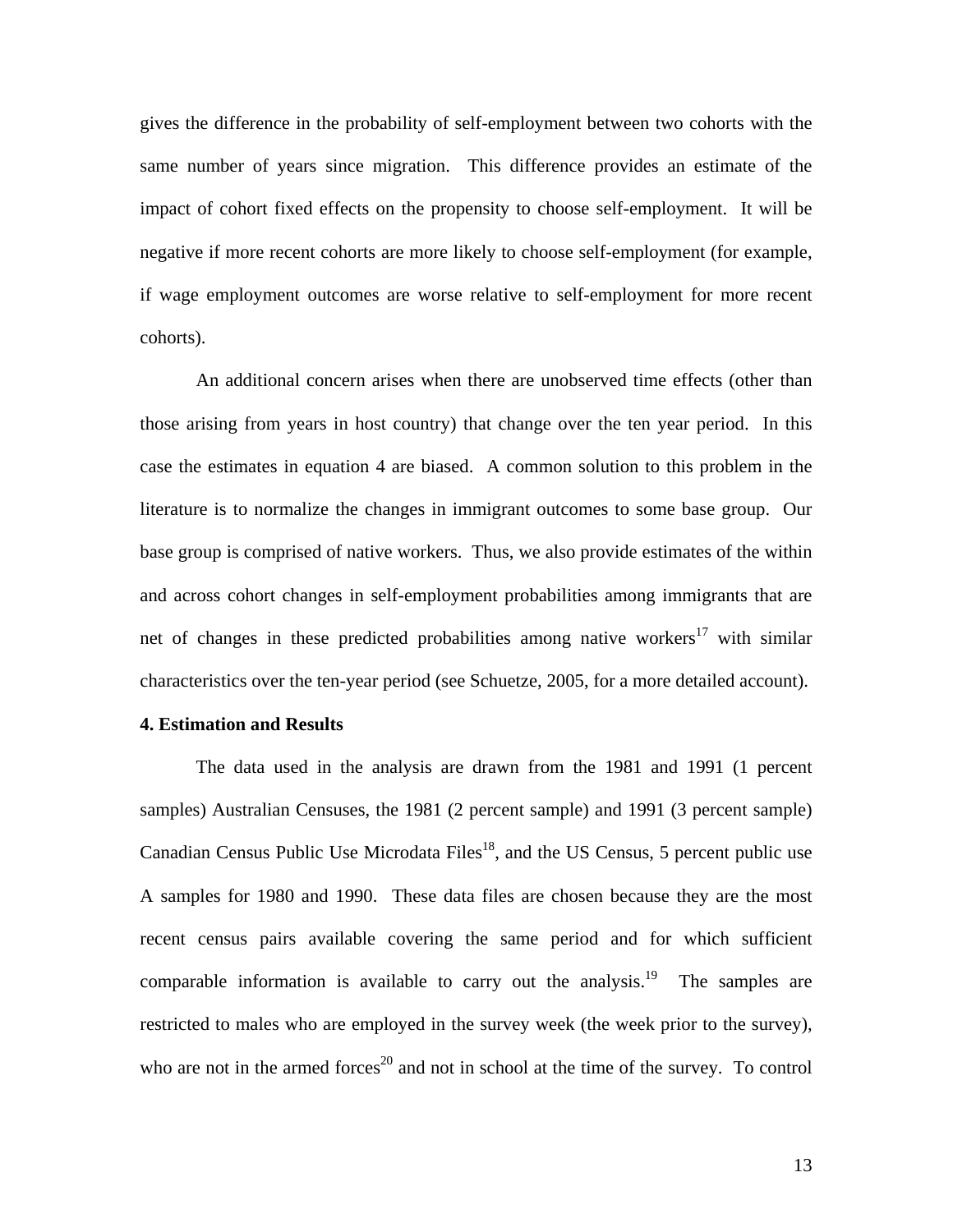gives the difference in the probability of self-employment between two cohorts with the same number of years since migration. This difference provides an estimate of the impact of cohort fixed effects on the propensity to choose self-employment. It will be negative if more recent cohorts are more likely to choose self-employment (for example, if wage employment outcomes are worse relative to self-employment for more recent cohorts).

An additional concern arises when there are unobserved time effects (other than those arising from years in host country) that change over the ten year period. In this case the estimates in equation 4 are biased. A common solution to this problem in the literature is to normalize the changes in immigrant outcomes to some base group. Our base group is comprised of native workers. Thus, we also provide estimates of the within and across cohort changes in self-employment probabilities among immigrants that are net of changes in these predicted probabilities among native workers[17] with similar characteristics over the ten-year period (see Schuetze, 2005, for a more detailed account).

**4. Estimation and Results**

The data used in the analysis are drawn from the 1981 and 1991 (1 percent samples) Australian Censuses, the 1981 (2 percent sample) and 1991 (3 percent sample) Canadian Census Public Use Microdata Files[18], and the US Census, 5 percent public use A samples for 1980 and 1990. These data files are chosen because they are the most recent census pairs available covering the same period and for which sufficient comparable information is available to carry out the analysis.[19] The samples are restricted to males who are employed in the survey week (the week prior to the survey), who are not in the armed forces[20] and not in school at the time of the survey. To control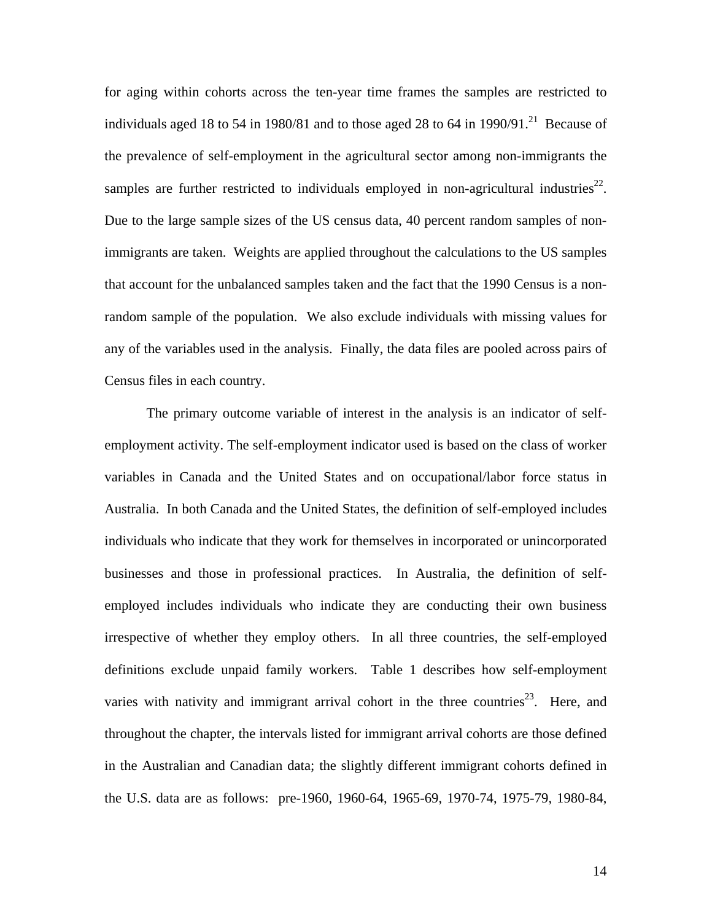for aging within cohorts across the ten-year time frames the samples are restricted to individuals aged 18 to 54 in 1980/81 and to those aged 28 to 64 in 1990/91.[21] Because of the prevalence of self-employment in the agricultural sector among non-immigrants the samples are further restricted to individuals employed in non-agricultural industries[22]. Due to the large sample sizes of the US census data, 40 percent random samples of non-immigrants are taken. Weights are applied throughout the calculations to the US samples that account for the unbalanced samples taken and the fact that the 1990 Census is a non-random sample of the population. We also exclude individuals with missing values for any of the variables used in the analysis. Finally, the data files are pooled across pairs of Census files in each country.

The primary outcome variable of interest in the analysis is an indicator of self-employment activity. The self-employment indicator used is based on the class of worker variables in Canada and the United States and on occupational/labor force status in Australia. In both Canada and the United States, the definition of self-employed includes individuals who indicate that they work for themselves in incorporated or unincorporated businesses and those in professional practices. In Australia, the definition of self-employed includes individuals who indicate they are conducting their own business irrespective of whether they employ others. In all three countries, the self-employed definitions exclude unpaid family workers. Table 1 describes how self-employment varies with nativity and immigrant arrival cohort in the three countries[23]. Here, and throughout the chapter, the intervals listed for immigrant arrival cohorts are those defined in the Australian and Canadian data; the slightly different immigrant cohorts defined in the U.S. data are as follows: pre-1960, 1960-64, 1965-69, 1970-74, 1975-79, 1980-84,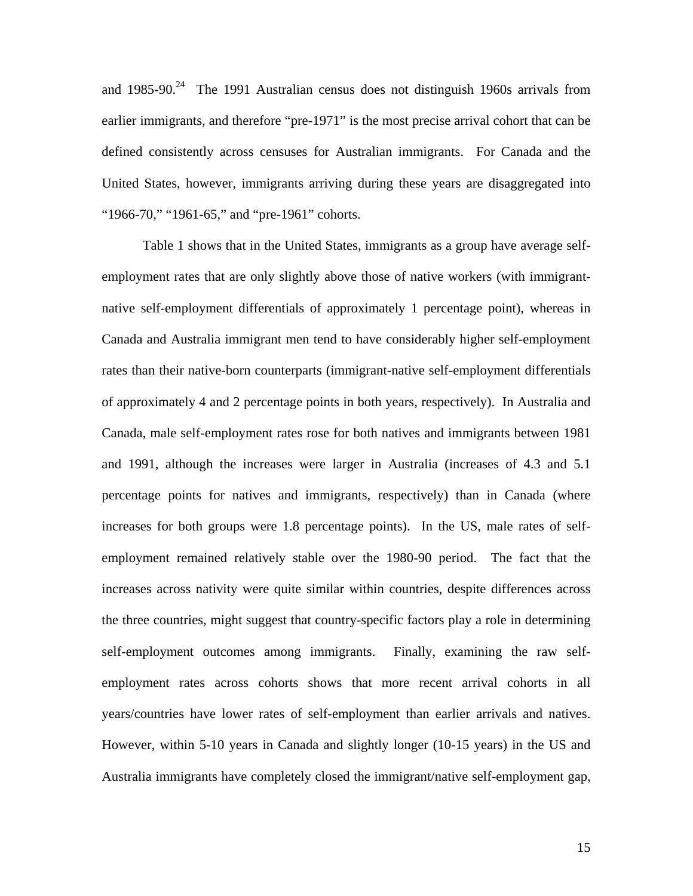and 1985-90.[24] The 1991 Australian census does not distinguish 1960s arrivals from earlier immigrants, and therefore "pre-1971" is the most precise arrival cohort that can be defined consistently across censuses for Australian immigrants. For Canada and the United States, however, immigrants arriving during these years are disaggregated into "1966-70," "1961-65," and "pre-1961" cohorts.

Table 1 shows that in the United States, immigrants as a group have average self-employment rates that are only slightly above those of native workers (with immigrant-native self-employment differentials of approximately 1 percentage point), whereas in Canada and Australia immigrant men tend to have considerably higher self-employment rates than their native-born counterparts (immigrant-native self-employment differentials of approximately 4 and 2 percentage points in both years, respectively). In Australia and Canada, male self-employment rates rose for both natives and immigrants between 1981 and 1991, although the increases were larger in Australia (increases of 4.3 and 5.1 percentage points for natives and immigrants, respectively) than in Canada (where increases for both groups were 1.8 percentage points). In the US, male rates of self-employment remained relatively stable over the 1980-90 period. The fact that the increases across nativity were quite similar within countries, despite differences across the three countries, might suggest that country-specific factors play a role in determining self-employment outcomes among immigrants. Finally, examining the raw self-employment rates across cohorts shows that more recent arrival cohorts in all years/countries have lower rates of self-employment than earlier arrivals and natives. However, within 5-10 years in Canada and slightly longer (10-15 years) in the US and Australia immigrants have completely closed the immigrant/native self-employment gap,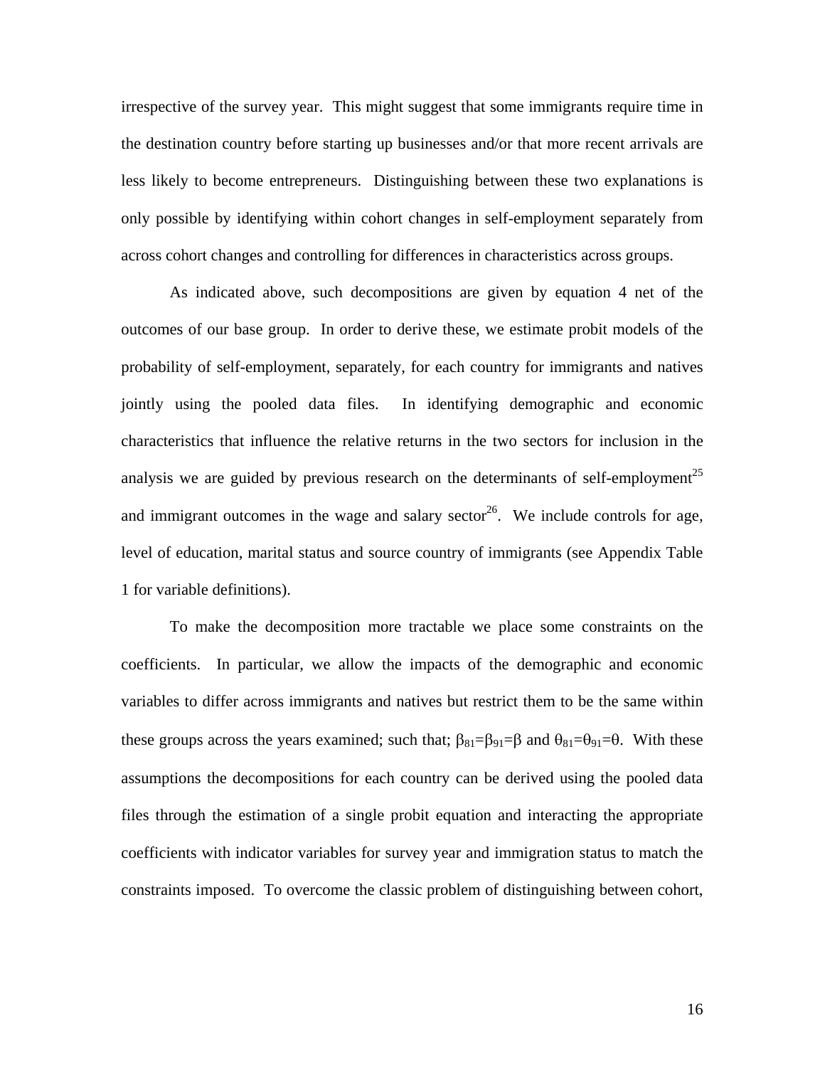irrespective of the survey year. This might suggest that some immigrants require time in the destination country before starting up businesses and/or that more recent arrivals are less likely to become entrepreneurs. Distinguishing between these two explanations is only possible by identifying within cohort changes in self-employment separately from across cohort changes and controlling for differences in characteristics across groups.

As indicated above, such decompositions are given by equation 4 net of the outcomes of our base group. In order to derive these, we estimate probit models of the probability of self-employment, separately, for each country for immigrants and natives jointly using the pooled data files. In identifying demographic and economic characteristics that influence the relative returns in the two sectors for inclusion in the analysis we are guided by previous research on the determinants of self-employment[25] and immigrant outcomes in the wage and salary sector[26]. We include controls for age, level of education, marital status and source country of immigrants (see Appendix Table 1 for variable definitions).

To make the decomposition more tractable we place some constraints on the coefficients. In particular, we allow the impacts of the demographic and economic variables to differ across immigrants and natives but restrict them to be the same within these groups across the years examined; such that; $\beta_{81}=\beta_{91}=\beta$ and $\theta_{81}=\theta_{91}=\theta$. With these assumptions the decompositions for each country can be derived using the pooled data files through the estimation of a single probit equation and interacting the appropriate coefficients with indicator variables for survey year and immigration status to match the constraints imposed. To overcome the classic problem of distinguishing between cohort,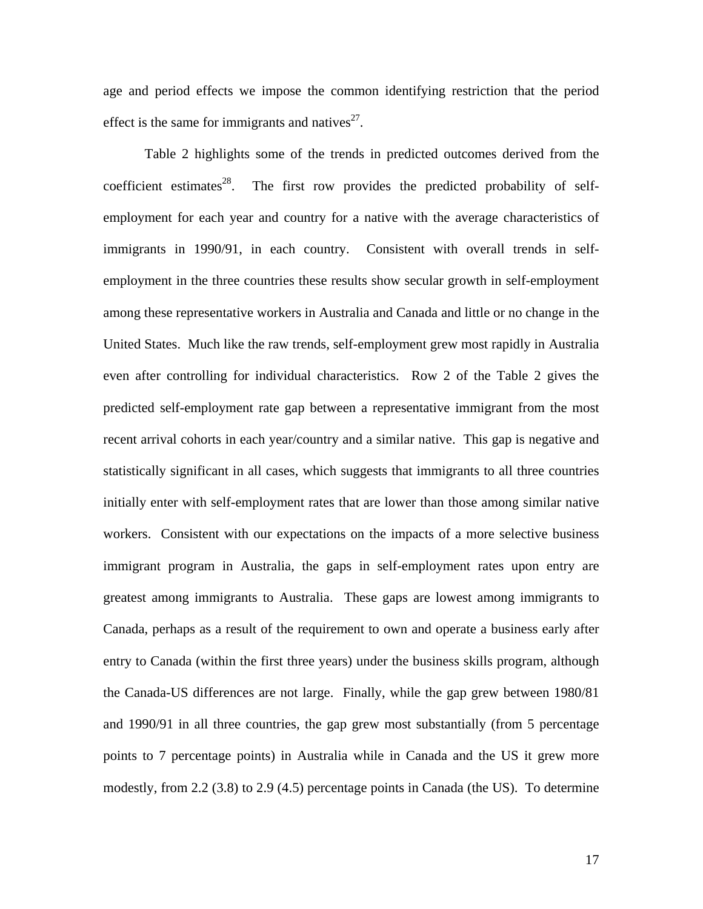age and period effects we impose the common identifying restriction that the period effect is the same for immigrants and natives[27].

Table 2 highlights some of the trends in predicted outcomes derived from the coefficient estimates[28]. The first row provides the predicted probability of self-employment for each year and country for a native with the average characteristics of immigrants in 1990/91, in each country. Consistent with overall trends in self-employment in the three countries these results show secular growth in self-employment among these representative workers in Australia and Canada and little or no change in the United States. Much like the raw trends, self-employment grew most rapidly in Australia even after controlling for individual characteristics. Row 2 of the Table 2 gives the predicted self-employment rate gap between a representative immigrant from the most recent arrival cohorts in each year/country and a similar native. This gap is negative and statistically significant in all cases, which suggests that immigrants to all three countries initially enter with self-employment rates that are lower than those among similar native workers. Consistent with our expectations on the impacts of a more selective business immigrant program in Australia, the gaps in self-employment rates upon entry are greatest among immigrants to Australia. These gaps are lowest among immigrants to Canada, perhaps as a result of the requirement to own and operate a business early after entry to Canada (within the first three years) under the business skills program, although the Canada-US differences are not large. Finally, while the gap grew between 1980/81 and 1990/91 in all three countries, the gap grew most substantially (from 5 percentage points to 7 percentage points) in Australia while in Canada and the US it grew more modestly, from 2.2 (3.8) to 2.9 (4.5) percentage points in Canada (the US). To determine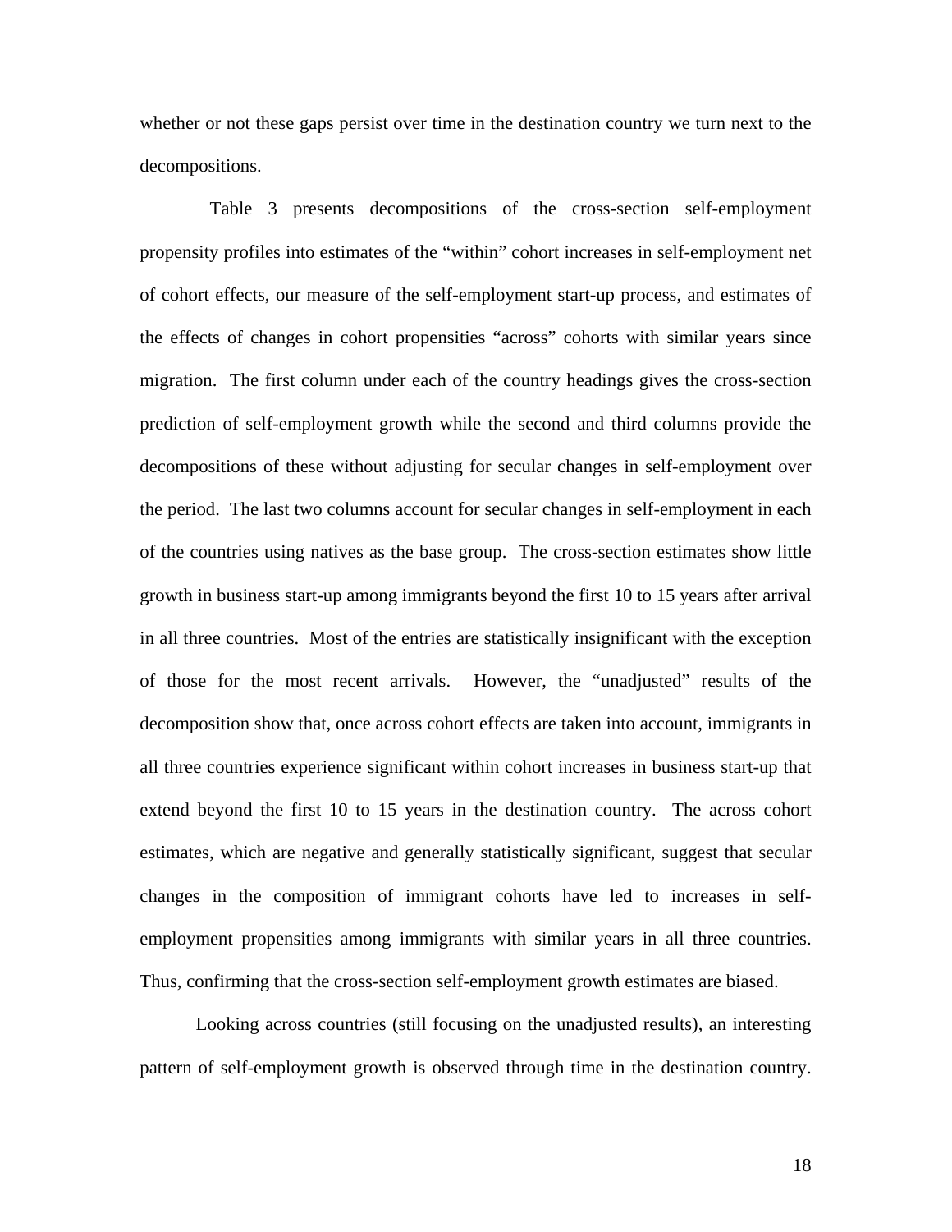whether or not these gaps persist over time in the destination country we turn next to the decompositions.

Table 3 presents decompositions of the cross-section self-employment propensity profiles into estimates of the "within" cohort increases in self-employment net of cohort effects, our measure of the self-employment start-up process, and estimates of the effects of changes in cohort propensities "across" cohorts with similar years since migration. The first column under each of the country headings gives the cross-section prediction of self-employment growth while the second and third columns provide the decompositions of these without adjusting for secular changes in self-employment over the period. The last two columns account for secular changes in self-employment in each of the countries using natives as the base group. The cross-section estimates show little growth in business start-up among immigrants beyond the first 10 to 15 years after arrival in all three countries. Most of the entries are statistically insignificant with the exception of those for the most recent arrivals. However, the "unadjusted" results of the decomposition show that, once across cohort effects are taken into account, immigrants in all three countries experience significant within cohort increases in business start-up that extend beyond the first 10 to 15 years in the destination country. The across cohort estimates, which are negative and generally statistically significant, suggest that secular changes in the composition of immigrant cohorts have led to increases in self-employment propensities among immigrants with similar years in all three countries. Thus, confirming that the cross-section self-employment growth estimates are biased.

Looking across countries (still focusing on the unadjusted results), an interesting pattern of self-employment growth is observed through time in the destination country.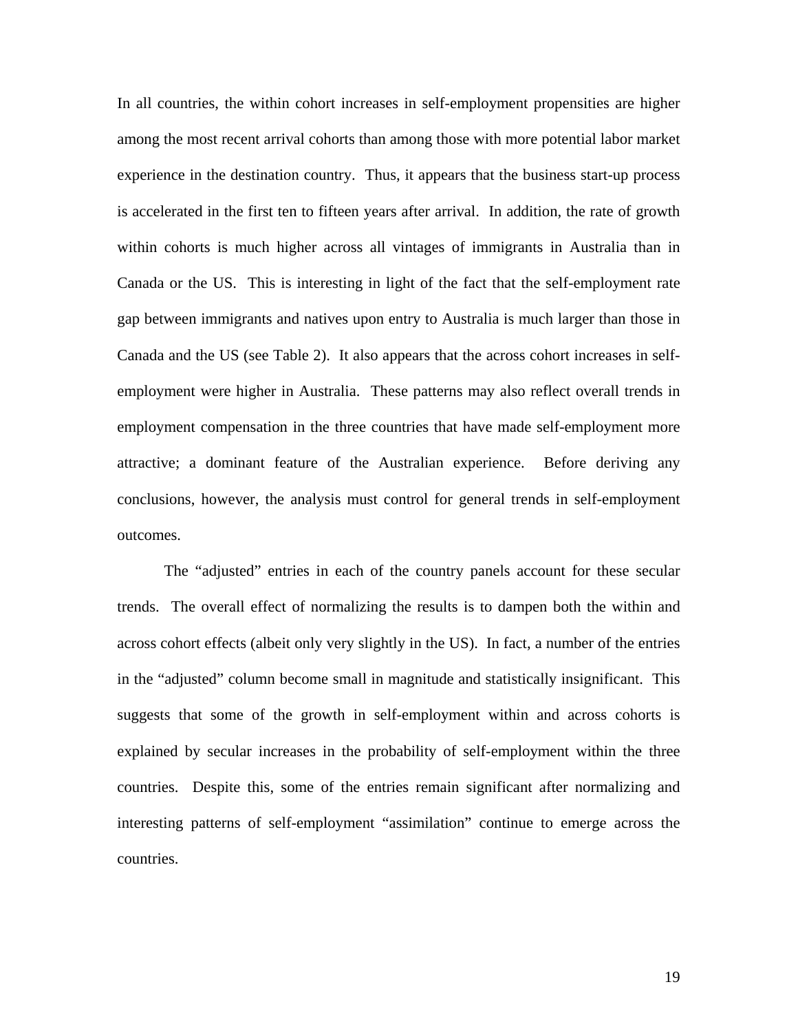In all countries, the within cohort increases in self-employment propensities are higher among the most recent arrival cohorts than among those with more potential labor market experience in the destination country. Thus, it appears that the business start-up process is accelerated in the first ten to fifteen years after arrival. In addition, the rate of growth within cohorts is much higher across all vintages of immigrants in Australia than in Canada or the US. This is interesting in light of the fact that the self-employment rate gap between immigrants and natives upon entry to Australia is much larger than those in Canada and the US (see Table 2). It also appears that the across cohort increases in self-employment were higher in Australia. These patterns may also reflect overall trends in employment compensation in the three countries that have made self-employment more attractive; a dominant feature of the Australian experience. Before deriving any conclusions, however, the analysis must control for general trends in self-employment outcomes.

The "adjusted" entries in each of the country panels account for these secular trends. The overall effect of normalizing the results is to dampen both the within and across cohort effects (albeit only very slightly in the US). In fact, a number of the entries in the "adjusted" column become small in magnitude and statistically insignificant. This suggests that some of the growth in self-employment within and across cohorts is explained by secular increases in the probability of self-employment within the three countries. Despite this, some of the entries remain significant after normalizing and interesting patterns of self-employment "assimilation" continue to emerge across the countries.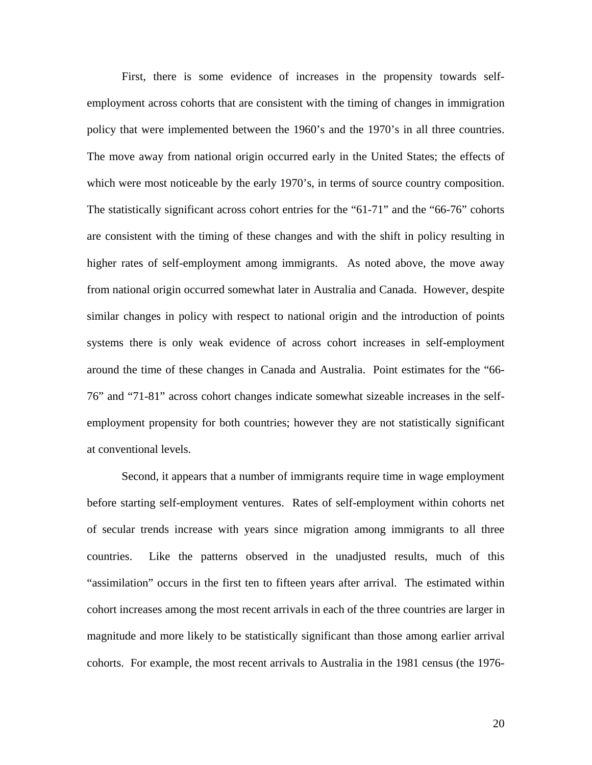First, there is some evidence of increases in the propensity towards self-employment across cohorts that are consistent with the timing of changes in immigration policy that were implemented between the 1960's and the 1970's in all three countries. The move away from national origin occurred early in the United States; the effects of which were most noticeable by the early 1970's, in terms of source country composition. The statistically significant across cohort entries for the "61-71" and the "66-76" cohorts are consistent with the timing of these changes and with the shift in policy resulting in higher rates of self-employment among immigrants. As noted above, the move away from national origin occurred somewhat later in Australia and Canada. However, despite similar changes in policy with respect to national origin and the introduction of points systems there is only weak evidence of across cohort increases in self-employment around the time of these changes in Canada and Australia. Point estimates for the "66-76" and "71-81" across cohort changes indicate somewhat sizeable increases in the self-employment propensity for both countries; however they are not statistically significant at conventional levels.

Second, it appears that a number of immigrants require time in wage employment before starting self-employment ventures. Rates of self-employment within cohorts net of secular trends increase with years since migration among immigrants to all three countries. Like the patterns observed in the unadjusted results, much of this "assimilation" occurs in the first ten to fifteen years after arrival. The estimated within cohort increases among the most recent arrivals in each of the three countries are larger in magnitude and more likely to be statistically significant than those among earlier arrival cohorts. For example, the most recent arrivals to Australia in the 1981 census (the 1976-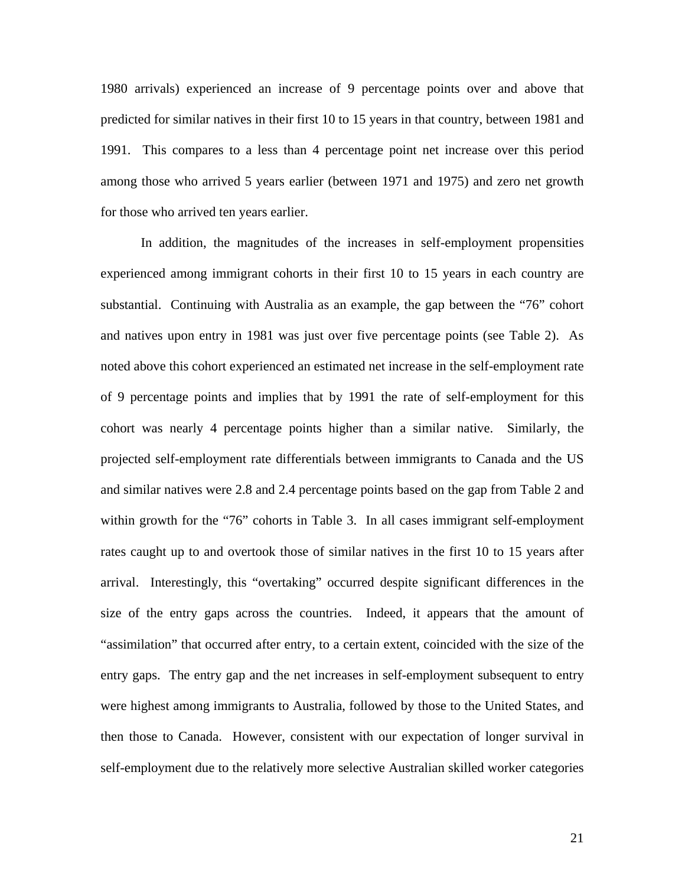1980 arrivals) experienced an increase of 9 percentage points over and above that predicted for similar natives in their first 10 to 15 years in that country, between 1981 and 1991. This compares to a less than 4 percentage point net increase over this period among those who arrived 5 years earlier (between 1971 and 1975) and zero net growth for those who arrived ten years earlier.

In addition, the magnitudes of the increases in self-employment propensities experienced among immigrant cohorts in their first 10 to 15 years in each country are substantial. Continuing with Australia as an example, the gap between the "76" cohort and natives upon entry in 1981 was just over five percentage points (see Table 2). As noted above this cohort experienced an estimated net increase in the self-employment rate of 9 percentage points and implies that by 1991 the rate of self-employment for this cohort was nearly 4 percentage points higher than a similar native. Similarly, the projected self-employment rate differentials between immigrants to Canada and the US and similar natives were 2.8 and 2.4 percentage points based on the gap from Table 2 and within growth for the "76" cohorts in Table 3. In all cases immigrant self-employment rates caught up to and overtook those of similar natives in the first 10 to 15 years after arrival. Interestingly, this "overtaking" occurred despite significant differences in the size of the entry gaps across the countries. Indeed, it appears that the amount of "assimilation" that occurred after entry, to a certain extent, coincided with the size of the entry gaps. The entry gap and the net increases in self-employment subsequent to entry were highest among immigrants to Australia, followed by those to the United States, and then those to Canada. However, consistent with our expectation of longer survival in self-employment due to the relatively more selective Australian skilled worker categories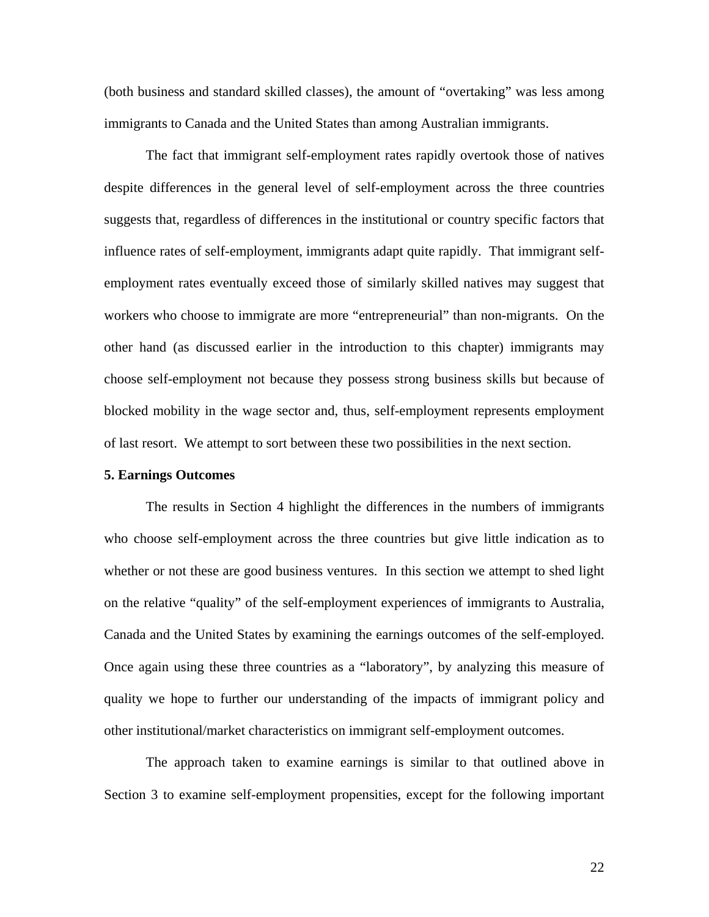(both business and standard skilled classes), the amount of "overtaking" was less among immigrants to Canada and the United States than among Australian immigrants.

The fact that immigrant self-employment rates rapidly overtook those of natives despite differences in the general level of self-employment across the three countries suggests that, regardless of differences in the institutional or country specific factors that influence rates of self-employment, immigrants adapt quite rapidly. That immigrant self-employment rates eventually exceed those of similarly skilled natives may suggest that workers who choose to immigrate are more "entrepreneurial" than non-migrants. On the other hand (as discussed earlier in the introduction to this chapter) immigrants may choose self-employment not because they possess strong business skills but because of blocked mobility in the wage sector and, thus, self-employment represents employment of last resort. We attempt to sort between these two possibilities in the next section.

**5. Earnings Outcomes**

The results in Section 4 highlight the differences in the numbers of immigrants who choose self-employment across the three countries but give little indication as to whether or not these are good business ventures. In this section we attempt to shed light on the relative "quality" of the self-employment experiences of immigrants to Australia, Canada and the United States by examining the earnings outcomes of the self-employed. Once again using these three countries as a "laboratory", by analyzing this measure of quality we hope to further our understanding of the impacts of immigrant policy and other institutional/market characteristics on immigrant self-employment outcomes.

The approach taken to examine earnings is similar to that outlined above in Section 3 to examine self-employment propensities, except for the following important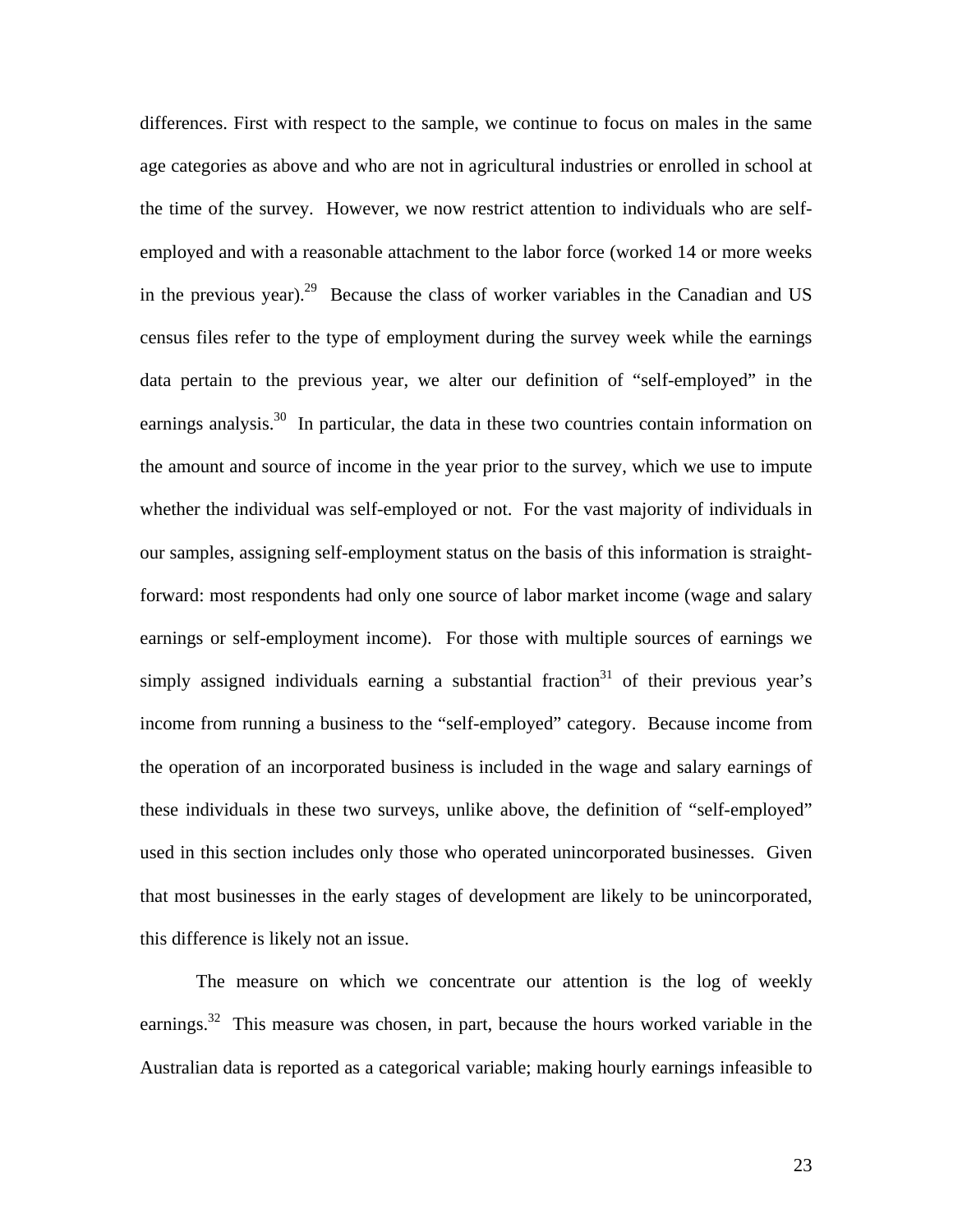differences. First with respect to the sample, we continue to focus on males in the same age categories as above and who are not in agricultural industries or enrolled in school at the time of the survey. However, we now restrict attention to individuals who are self-employed and with a reasonable attachment to the labor force (worked 14 or more weeks in the previous year).[29] Because the class of worker variables in the Canadian and US census files refer to the type of employment during the survey week while the earnings data pertain to the previous year, we alter our definition of "self-employed" in the earnings analysis.[30] In particular, the data in these two countries contain information on the amount and source of income in the year prior to the survey, which we use to impute whether the individual was self-employed or not. For the vast majority of individuals in our samples, assigning self-employment status on the basis of this information is straight-forward: most respondents had only one source of labor market income (wage and salary earnings or self-employment income). For those with multiple sources of earnings we simply assigned individuals earning a substantial fraction[31] of their previous year's income from running a business to the "self-employed" category. Because income from the operation of an incorporated business is included in the wage and salary earnings of these individuals in these two surveys, unlike above, the definition of "self-employed" used in this section includes only those who operated unincorporated businesses. Given that most businesses in the early stages of development are likely to be unincorporated, this difference is likely not an issue.

The measure on which we concentrate our attention is the log of weekly earnings.[32] This measure was chosen, in part, because the hours worked variable in the Australian data is reported as a categorical variable; making hourly earnings infeasible to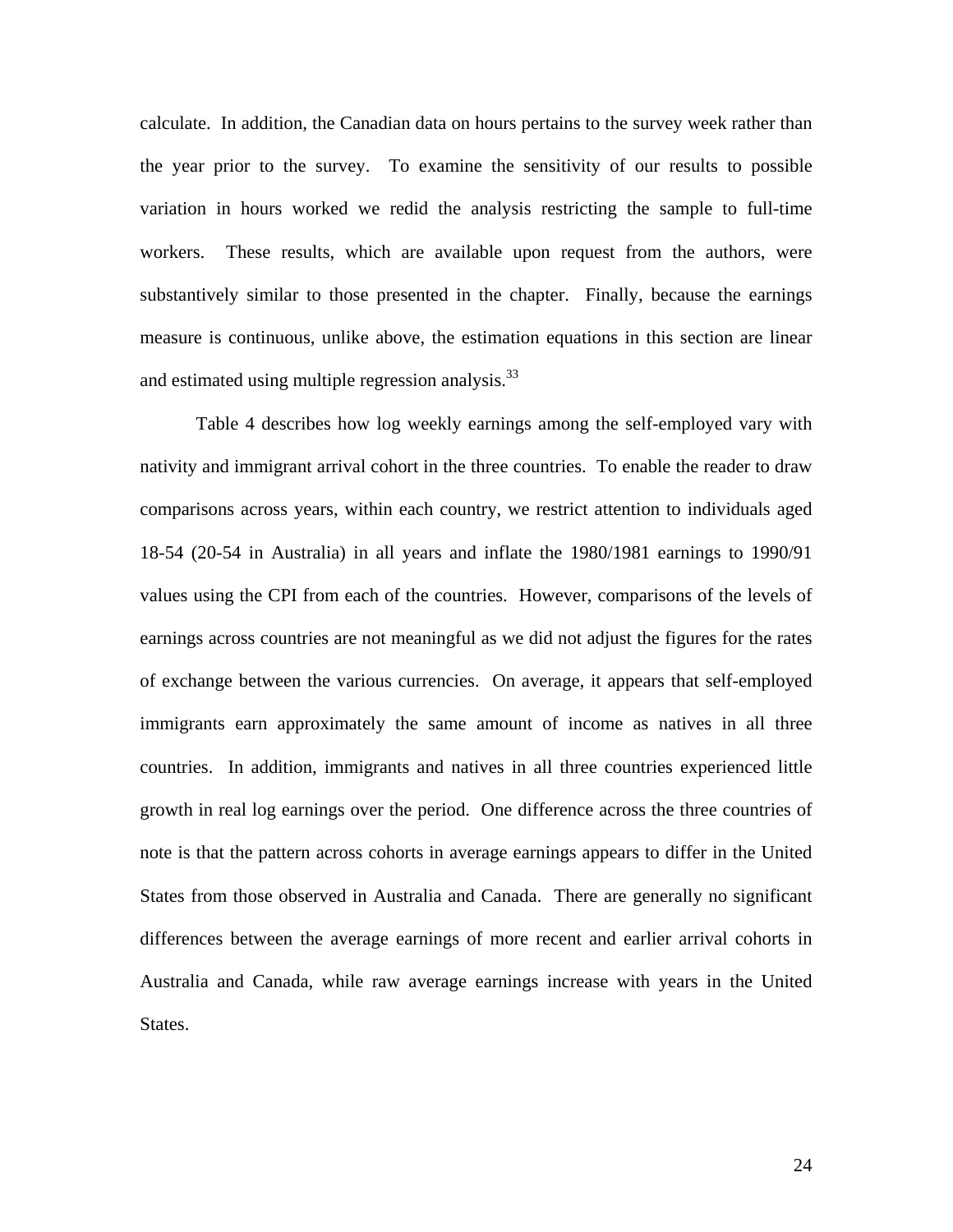calculate. In addition, the Canadian data on hours pertains to the survey week rather than the year prior to the survey. To examine the sensitivity of our results to possible variation in hours worked we redid the analysis restricting the sample to full-time workers. These results, which are available upon request from the authors, were substantively similar to those presented in the chapter. Finally, because the earnings measure is continuous, unlike above, the estimation equations in this section are linear and estimated using multiple regression analysis.[33]

Table 4 describes how log weekly earnings among the self-employed vary with nativity and immigrant arrival cohort in the three countries. To enable the reader to draw comparisons across years, within each country, we restrict attention to individuals aged 18-54 (20-54 in Australia) in all years and inflate the 1980/1981 earnings to 1990/91 values using the CPI from each of the countries. However, comparisons of the levels of earnings across countries are not meaningful as we did not adjust the figures for the rates of exchange between the various currencies. On average, it appears that self-employed immigrants earn approximately the same amount of income as natives in all three countries. In addition, immigrants and natives in all three countries experienced little growth in real log earnings over the period. One difference across the three countries of note is that the pattern across cohorts in average earnings appears to differ in the United States from those observed in Australia and Canada. There are generally no significant differences between the average earnings of more recent and earlier arrival cohorts in Australia and Canada, while raw average earnings increase with years in the United States.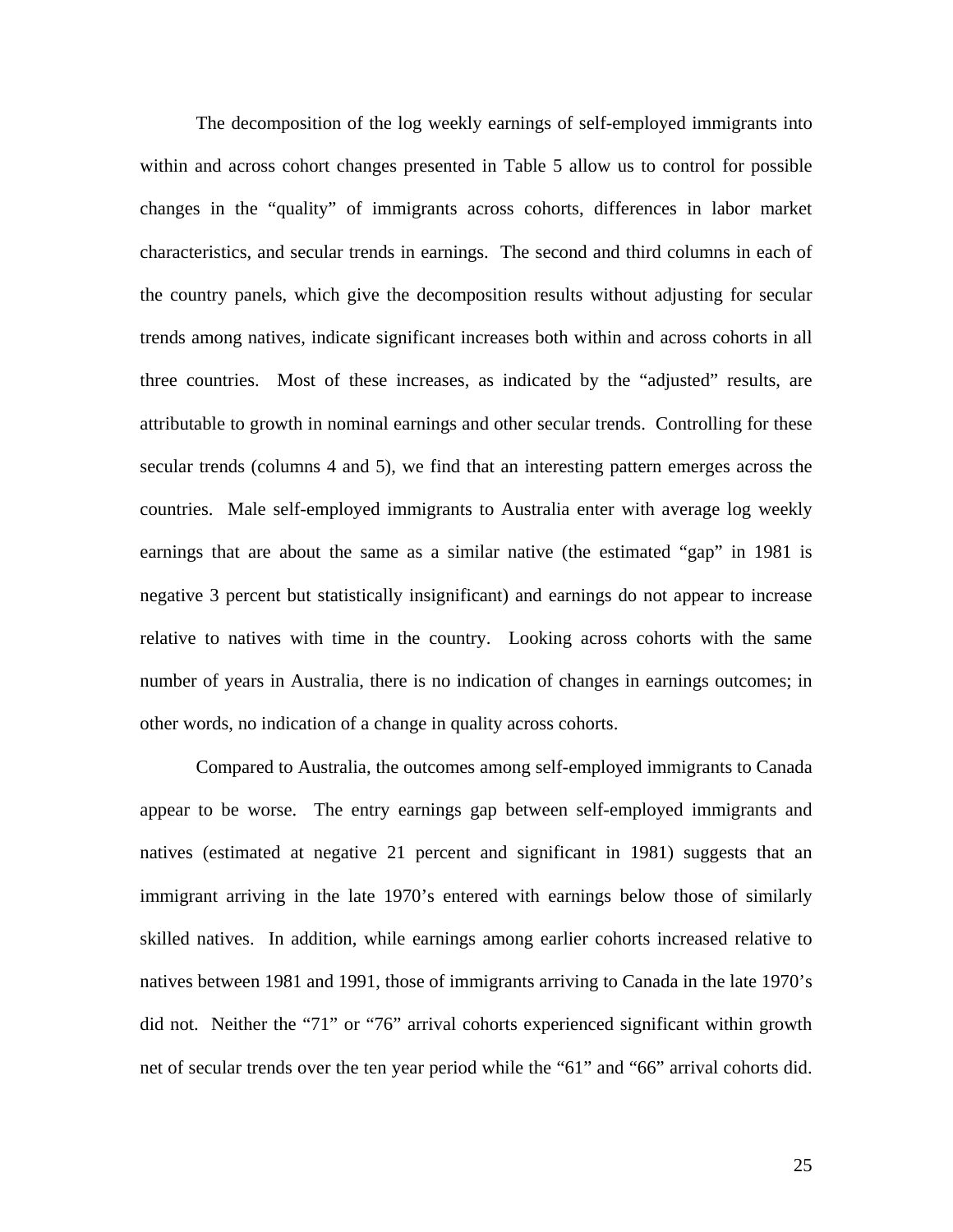The decomposition of the log weekly earnings of self-employed immigrants into within and across cohort changes presented in Table 5 allow us to control for possible changes in the "quality" of immigrants across cohorts, differences in labor market characteristics, and secular trends in earnings. The second and third columns in each of the country panels, which give the decomposition results without adjusting for secular trends among natives, indicate significant increases both within and across cohorts in all three countries. Most of these increases, as indicated by the "adjusted" results, are attributable to growth in nominal earnings and other secular trends. Controlling for these secular trends (columns 4 and 5), we find that an interesting pattern emerges across the countries. Male self-employed immigrants to Australia enter with average log weekly earnings that are about the same as a similar native (the estimated "gap" in 1981 is negative 3 percent but statistically insignificant) and earnings do not appear to increase relative to natives with time in the country. Looking across cohorts with the same number of years in Australia, there is no indication of changes in earnings outcomes; in other words, no indication of a change in quality across cohorts.

Compared to Australia, the outcomes among self-employed immigrants to Canada appear to be worse. The entry earnings gap between self-employed immigrants and natives (estimated at negative 21 percent and significant in 1981) suggests that an immigrant arriving in the late 1970's entered with earnings below those of similarly skilled natives. In addition, while earnings among earlier cohorts increased relative to natives between 1981 and 1991, those of immigrants arriving to Canada in the late 1970's did not. Neither the "71" or "76" arrival cohorts experienced significant within growth net of secular trends over the ten year period while the "61" and "66" arrival cohorts did.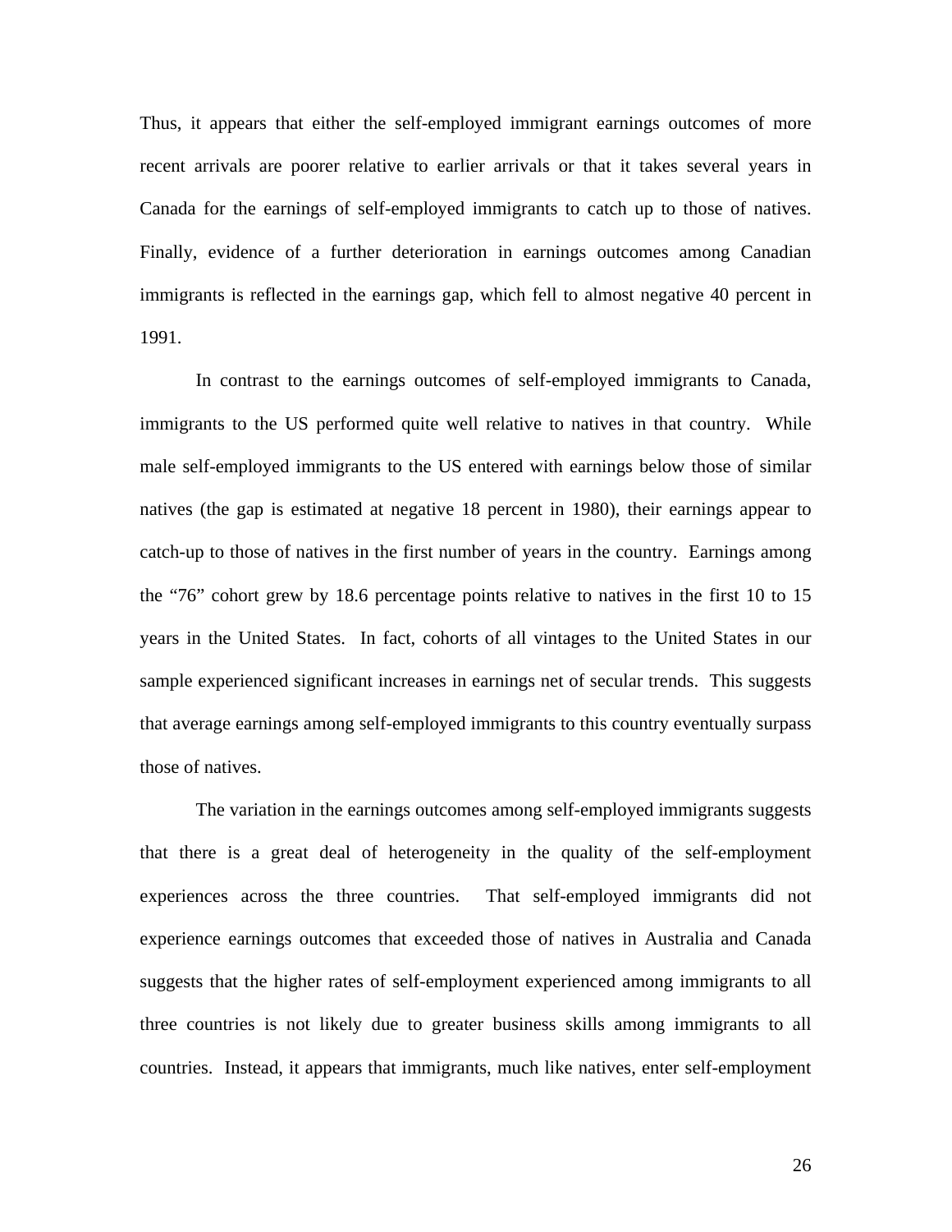Thus, it appears that either the self-employed immigrant earnings outcomes of more recent arrivals are poorer relative to earlier arrivals or that it takes several years in Canada for the earnings of self-employed immigrants to catch up to those of natives. Finally, evidence of a further deterioration in earnings outcomes among Canadian immigrants is reflected in the earnings gap, which fell to almost negative 40 percent in 1991.

In contrast to the earnings outcomes of self-employed immigrants to Canada, immigrants to the US performed quite well relative to natives in that country. While male self-employed immigrants to the US entered with earnings below those of similar natives (the gap is estimated at negative 18 percent in 1980), their earnings appear to catch-up to those of natives in the first number of years in the country. Earnings among the "76" cohort grew by 18.6 percentage points relative to natives in the first 10 to 15 years in the United States. In fact, cohorts of all vintages to the United States in our sample experienced significant increases in earnings net of secular trends. This suggests that average earnings among self-employed immigrants to this country eventually surpass those of natives.

The variation in the earnings outcomes among self-employed immigrants suggests that there is a great deal of heterogeneity in the quality of the self-employment experiences across the three countries. That self-employed immigrants did not experience earnings outcomes that exceeded those of natives in Australia and Canada suggests that the higher rates of self-employment experienced among immigrants to all three countries is not likely due to greater business skills among immigrants to all countries. Instead, it appears that immigrants, much like natives, enter self-employment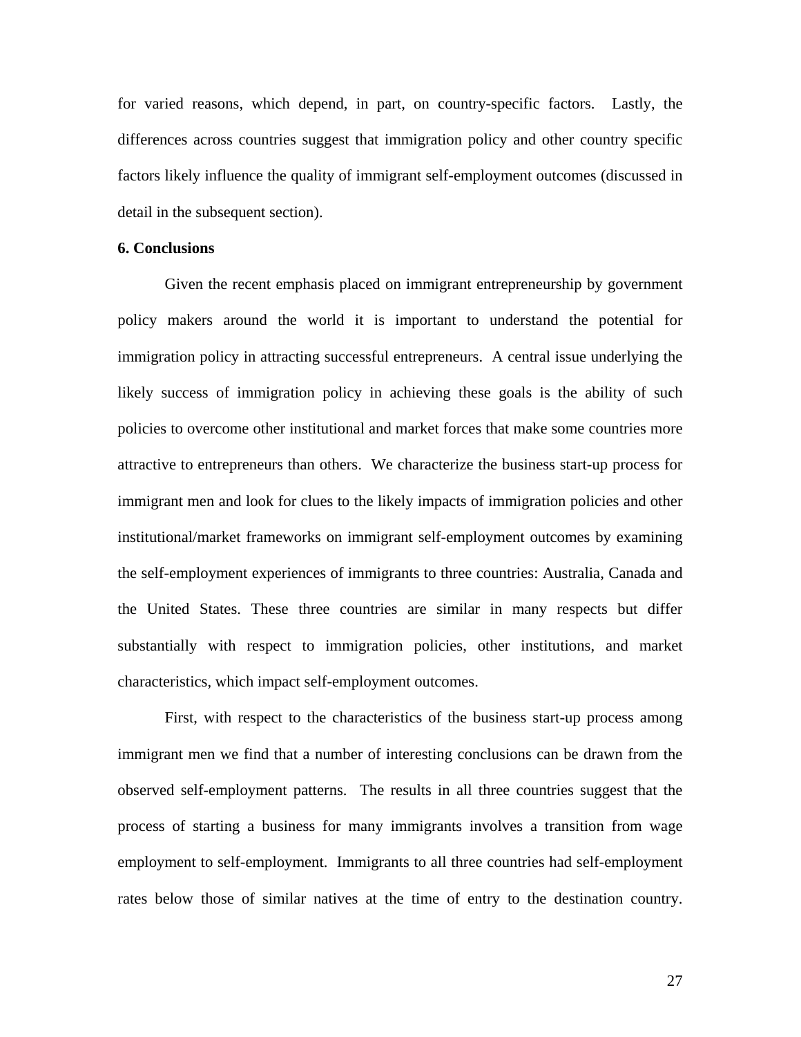for varied reasons, which depend, in part, on country-specific factors. Lastly, the differences across countries suggest that immigration policy and other country specific factors likely influence the quality of immigrant self-employment outcomes (discussed in detail in the subsequent section).

## 6. Conclusions

Given the recent emphasis placed on immigrant entrepreneurship by government policy makers around the world it is important to understand the potential for immigration policy in attracting successful entrepreneurs. A central issue underlying the likely success of immigration policy in achieving these goals is the ability of such policies to overcome other institutional and market forces that make some countries more attractive to entrepreneurs than others. We characterize the business start-up process for immigrant men and look for clues to the likely impacts of immigration policies and other institutional/market frameworks on immigrant self-employment outcomes by examining the self-employment experiences of immigrants to three countries: Australia, Canada and the United States. These three countries are similar in many respects but differ substantially with respect to immigration policies, other institutions, and market characteristics, which impact self-employment outcomes.

First, with respect to the characteristics of the business start-up process among immigrant men we find that a number of interesting conclusions can be drawn from the observed self-employment patterns. The results in all three countries suggest that the process of starting a business for many immigrants involves a transition from wage employment to self-employment. Immigrants to all three countries had self-employment rates below those of similar natives at the time of entry to the destination country.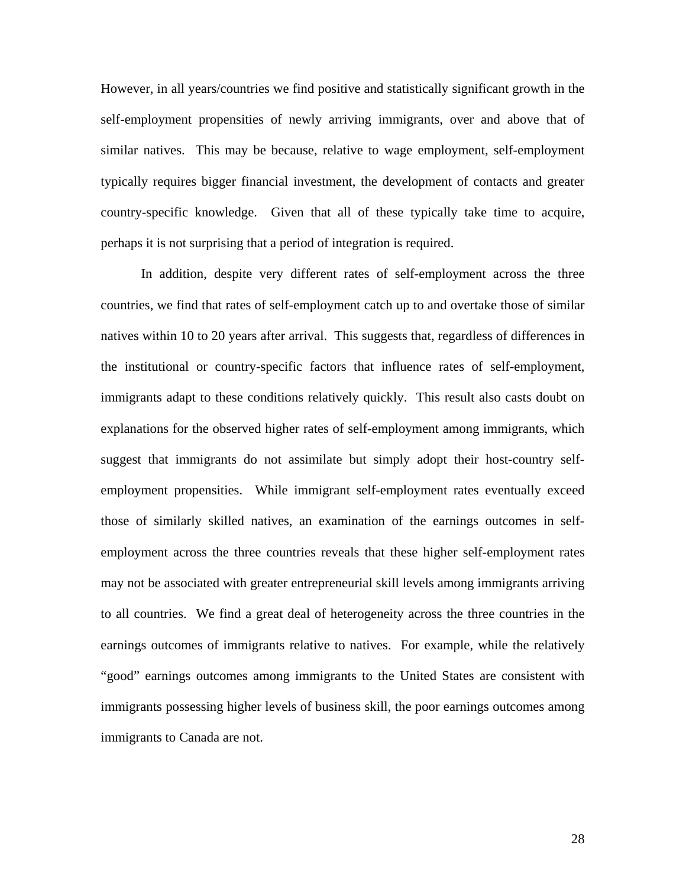However, in all years/countries we find positive and statistically significant growth in the self-employment propensities of newly arriving immigrants, over and above that of similar natives. This may be because, relative to wage employment, self-employment typically requires bigger financial investment, the development of contacts and greater country-specific knowledge. Given that all of these typically take time to acquire, perhaps it is not surprising that a period of integration is required.

In addition, despite very different rates of self-employment across the three countries, we find that rates of self-employment catch up to and overtake those of similar natives within 10 to 20 years after arrival. This suggests that, regardless of differences in the institutional or country-specific factors that influence rates of self-employment, immigrants adapt to these conditions relatively quickly. This result also casts doubt on explanations for the observed higher rates of self-employment among immigrants, which suggest that immigrants do not assimilate but simply adopt their host-country self-employment propensities. While immigrant self-employment rates eventually exceed those of similarly skilled natives, an examination of the earnings outcomes in self-employment across the three countries reveals that these higher self-employment rates may not be associated with greater entrepreneurial skill levels among immigrants arriving to all countries. We find a great deal of heterogeneity across the three countries in the earnings outcomes of immigrants relative to natives. For example, while the relatively "good" earnings outcomes among immigrants to the United States are consistent with immigrants possessing higher levels of business skill, the poor earnings outcomes among immigrants to Canada are not.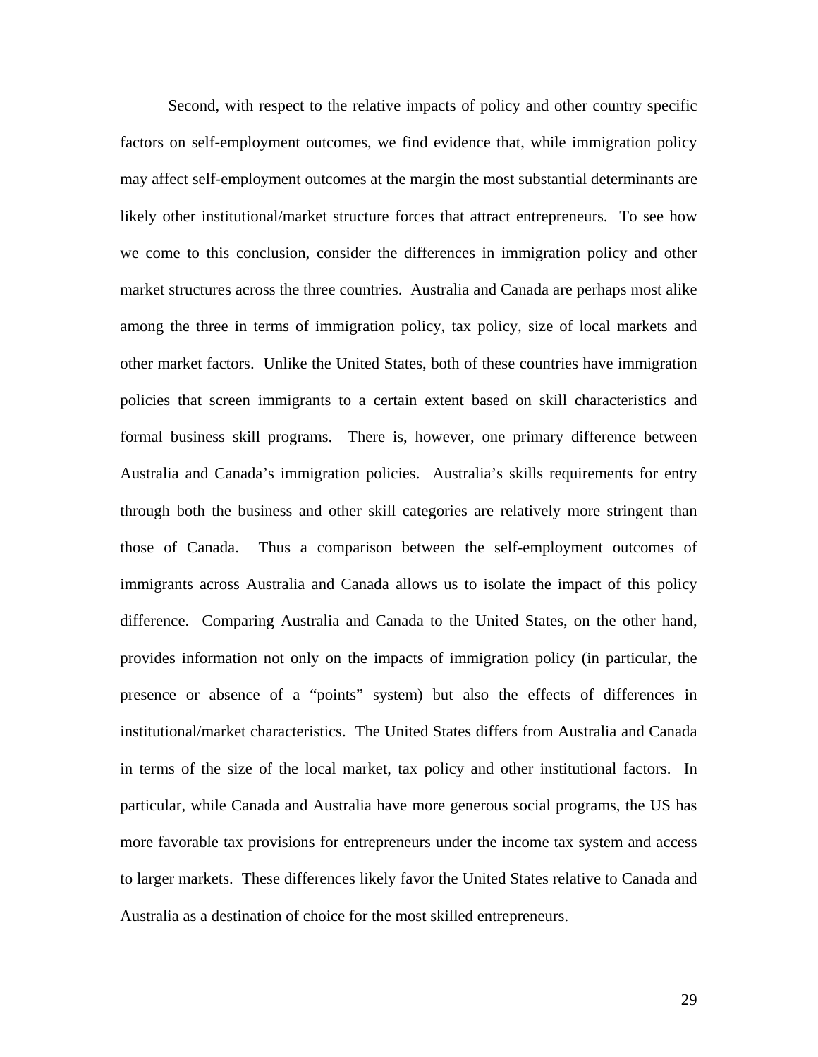Second, with respect to the relative impacts of policy and other country specific factors on self-employment outcomes, we find evidence that, while immigration policy may affect self-employment outcomes at the margin the most substantial determinants are likely other institutional/market structure forces that attract entrepreneurs. To see how we come to this conclusion, consider the differences in immigration policy and other market structures across the three countries. Australia and Canada are perhaps most alike among the three in terms of immigration policy, tax policy, size of local markets and other market factors. Unlike the United States, both of these countries have immigration policies that screen immigrants to a certain extent based on skill characteristics and formal business skill programs. There is, however, one primary difference between Australia and Canada's immigration policies. Australia's skills requirements for entry through both the business and other skill categories are relatively more stringent than those of Canada. Thus a comparison between the self-employment outcomes of immigrants across Australia and Canada allows us to isolate the impact of this policy difference. Comparing Australia and Canada to the United States, on the other hand, provides information not only on the impacts of immigration policy (in particular, the presence or absence of a "points" system) but also the effects of differences in institutional/market characteristics. The United States differs from Australia and Canada in terms of the size of the local market, tax policy and other institutional factors. In particular, while Canada and Australia have more generous social programs, the US has more favorable tax provisions for entrepreneurs under the income tax system and access to larger markets. These differences likely favor the United States relative to Canada and Australia as a destination of choice for the most skilled entrepreneurs.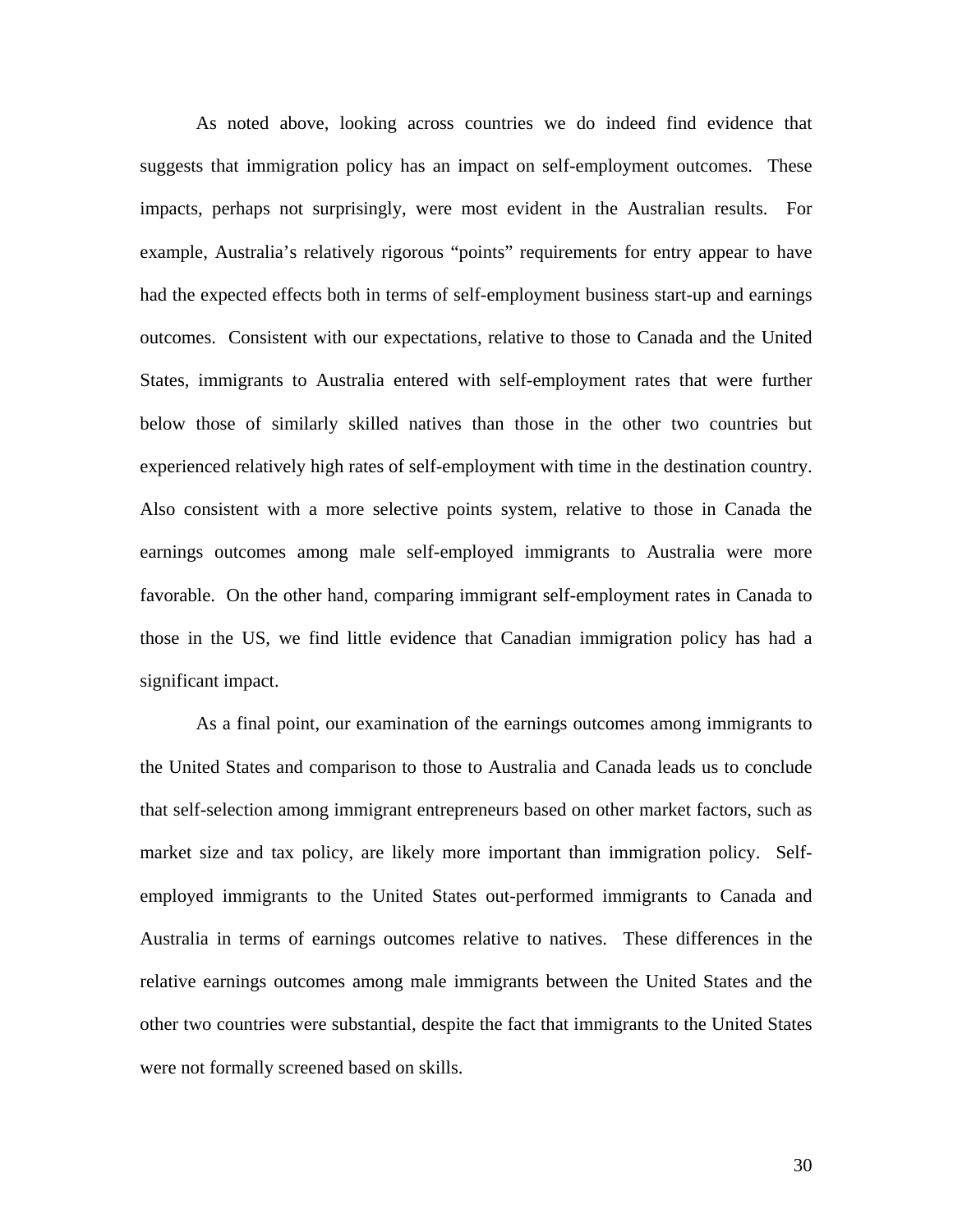As noted above, looking across countries we do indeed find evidence that suggests that immigration policy has an impact on self-employment outcomes. These impacts, perhaps not surprisingly, were most evident in the Australian results. For example, Australia's relatively rigorous "points" requirements for entry appear to have had the expected effects both in terms of self-employment business start-up and earnings outcomes. Consistent with our expectations, relative to those to Canada and the United States, immigrants to Australia entered with self-employment rates that were further below those of similarly skilled natives than those in the other two countries but experienced relatively high rates of self-employment with time in the destination country. Also consistent with a more selective points system, relative to those in Canada the earnings outcomes among male self-employed immigrants to Australia were more favorable. On the other hand, comparing immigrant self-employment rates in Canada to those in the US, we find little evidence that Canadian immigration policy has had a significant impact.

As a final point, our examination of the earnings outcomes among immigrants to the United States and comparison to those to Australia and Canada leads us to conclude that self-selection among immigrant entrepreneurs based on other market factors, such as market size and tax policy, are likely more important than immigration policy. Self-employed immigrants to the United States out-performed immigrants to Canada and Australia in terms of earnings outcomes relative to natives. These differences in the relative earnings outcomes among male immigrants between the United States and the other two countries were substantial, despite the fact that immigrants to the United States were not formally screened based on skills.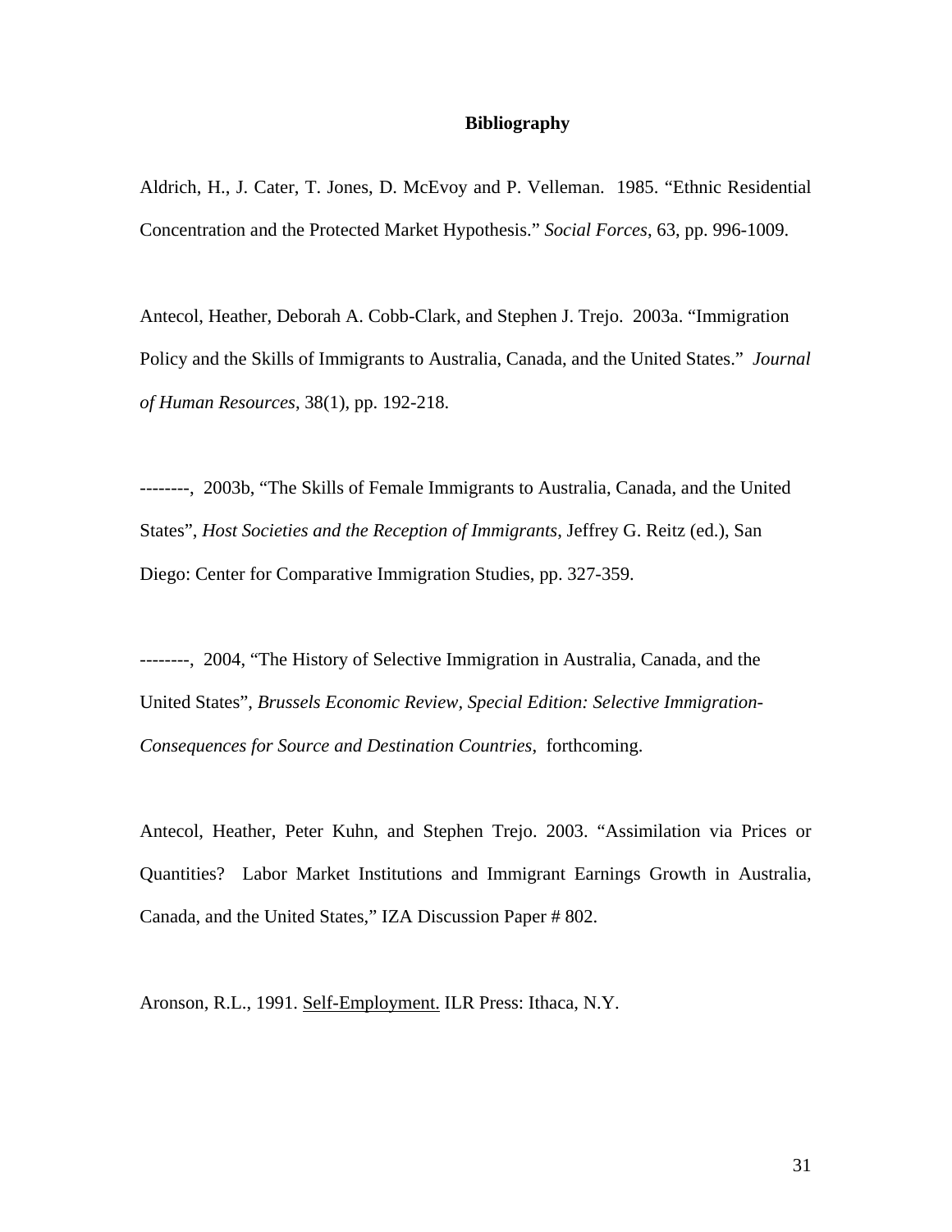## Bibliography

Aldrich, H., J. Cater, T. Jones, D. McEvoy and P. Velleman. 1985. "Ethnic Residential Concentration and the Protected Market Hypothesis." *Social Forces*, 63, pp. 996-1009.

Antecol, Heather, Deborah A. Cobb-Clark, and Stephen J. Trejo. 2003a. "Immigration Policy and the Skills of Immigrants to Australia, Canada, and the United States." *Journal of Human Resources*, 38(1), pp. 192-218.

--------, 2003b, "The Skills of Female Immigrants to Australia, Canada, and the United States", *Host Societies and the Reception of Immigrants*, Jeffrey G. Reitz (ed.), San Diego: Center for Comparative Immigration Studies, pp. 327-359.

--------, 2004, "The History of Selective Immigration in Australia, Canada, and the United States", *Brussels Economic Review, Special Edition: Selective Immigration-Consequences for Source and Destination Countries*, forthcoming.

Antecol, Heather, Peter Kuhn, and Stephen Trejo. 2003. "Assimilation via Prices or Quantities? Labor Market Institutions and Immigrant Earnings Growth in Australia, Canada, and the United States," IZA Discussion Paper # 802.

Aronson, R.L., 1991. <u>Self-Employment.</u> ILR Press: Ithaca, N.Y.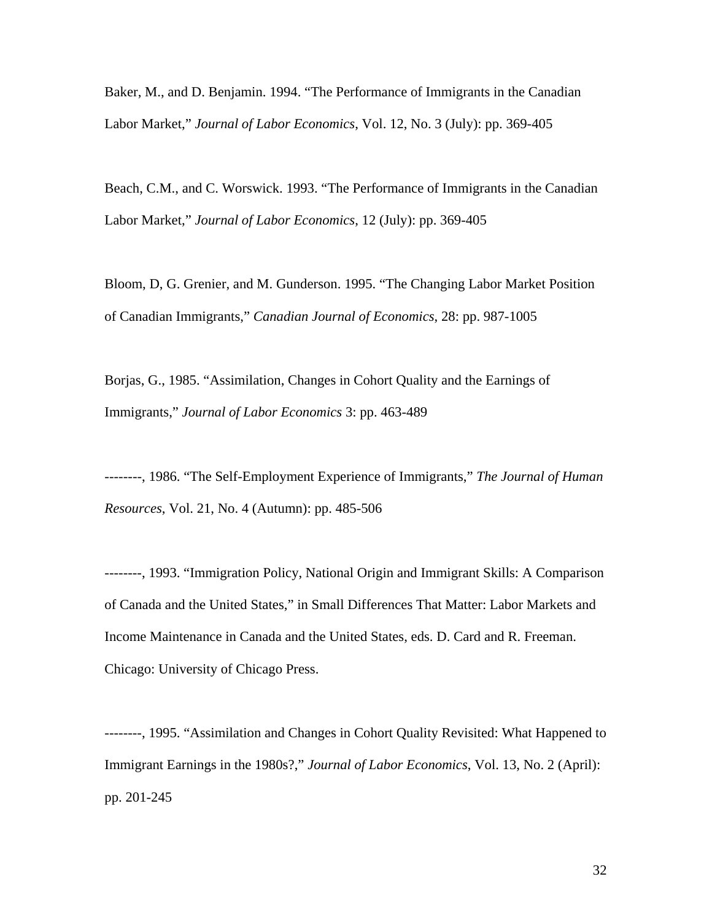Baker, M., and D. Benjamin. 1994. “The Performance of Immigrants in the Canadian Labor Market,” *Journal of Labor Economics*, Vol. 12, No. 3 (July): pp. 369-405

Beach, C.M., and C. Worswick. 1993. “The Performance of Immigrants in the Canadian Labor Market,” *Journal of Labor Economics*, 12 (July): pp. 369-405

Bloom, D, G. Grenier, and M. Gunderson. 1995. “The Changing Labor Market Position of Canadian Immigrants,” *Canadian Journal of Economics*, 28: pp. 987-1005

Borjas, G., 1985. “Assimilation, Changes in Cohort Quality and the Earnings of Immigrants,” *Journal of Labor Economics* 3: pp. 463-489

--------, 1986. “The Self-Employment Experience of Immigrants,” *The Journal of Human Resources*, Vol. 21, No. 4 (Autumn): pp. 485-506

--------, 1993. “Immigration Policy, National Origin and Immigrant Skills: A Comparison of Canada and the United States,” in Small Differences That Matter: Labor Markets and Income Maintenance in Canada and the United States, eds. D. Card and R. Freeman. Chicago: University of Chicago Press.

--------, 1995. “Assimilation and Changes in Cohort Quality Revisited: What Happened to Immigrant Earnings in the 1980s?,” *Journal of Labor Economics*, Vol. 13, No. 2 (April): pp. 201-245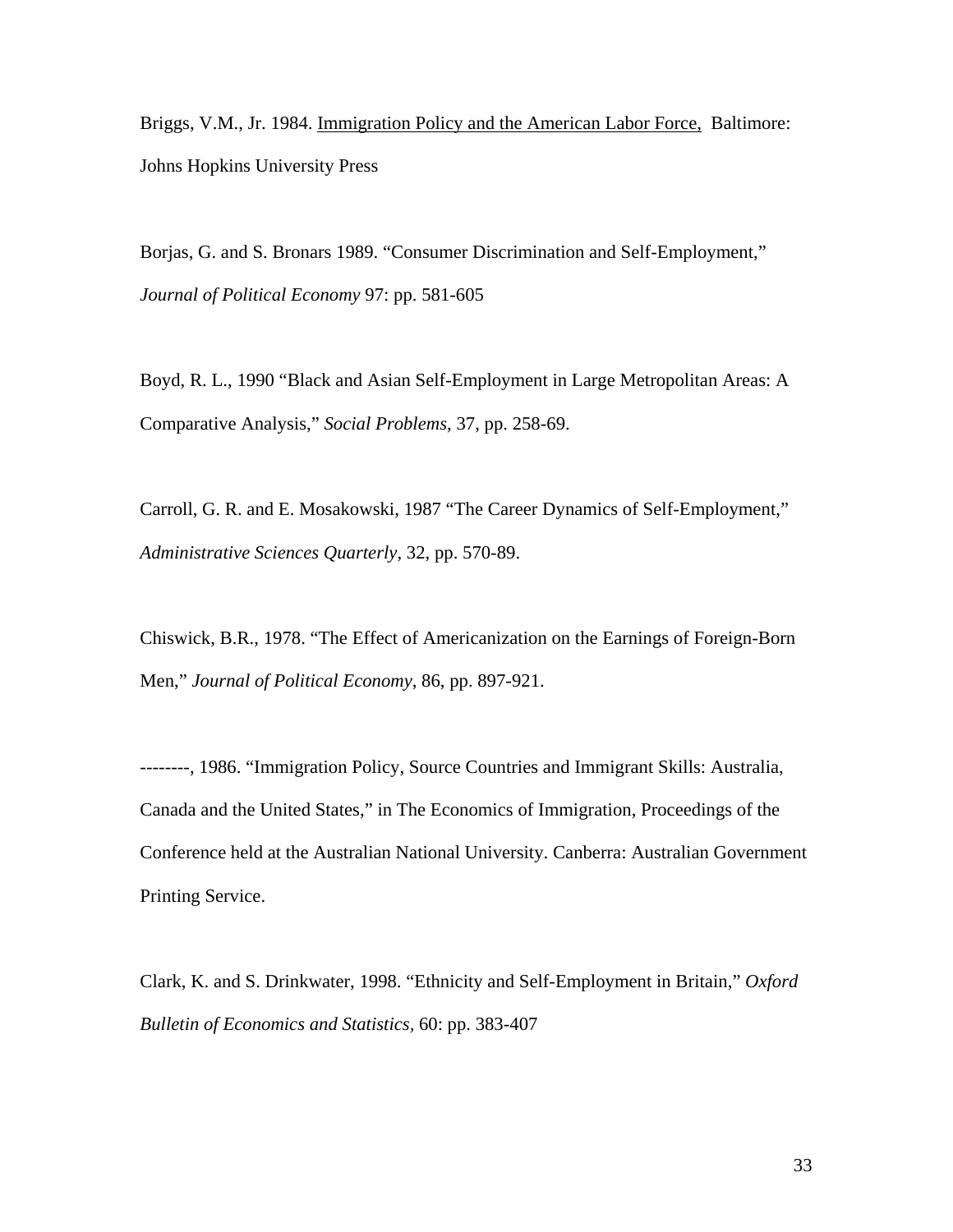Briggs, V.M., Jr. 1984. <u>Immigration Policy and the American Labor Force,</u> Baltimore: Johns Hopkins University Press

Borjas, G. and S. Bronars 1989. "Consumer Discrimination and Self-Employment," *Journal of Political Economy* 97: pp. 581-605

Boyd, R. L., 1990 "Black and Asian Self-Employment in Large Metropolitan Areas: A Comparative Analysis," *Social Problems*, 37, pp. 258-69.

Carroll, G. R. and E. Mosakowski, 1987 "The Career Dynamics of Self-Employment," *Administrative Sciences Quarterly*, 32, pp. 570-89.

Chiswick, B.R., 1978. "The Effect of Americanization on the Earnings of Foreign-Born Men," *Journal of Political Economy*, 86, pp. 897-921.

--------, 1986. "Immigration Policy, Source Countries and Immigrant Skills: Australia, Canada and the United States," in The Economics of Immigration, Proceedings of the Conference held at the Australian National University. Canberra: Australian Government Printing Service.

Clark, K. and S. Drinkwater, 1998. "Ethnicity and Self-Employment in Britain," *Oxford Bulletin of Economics and Statistics*, 60: pp. 383-407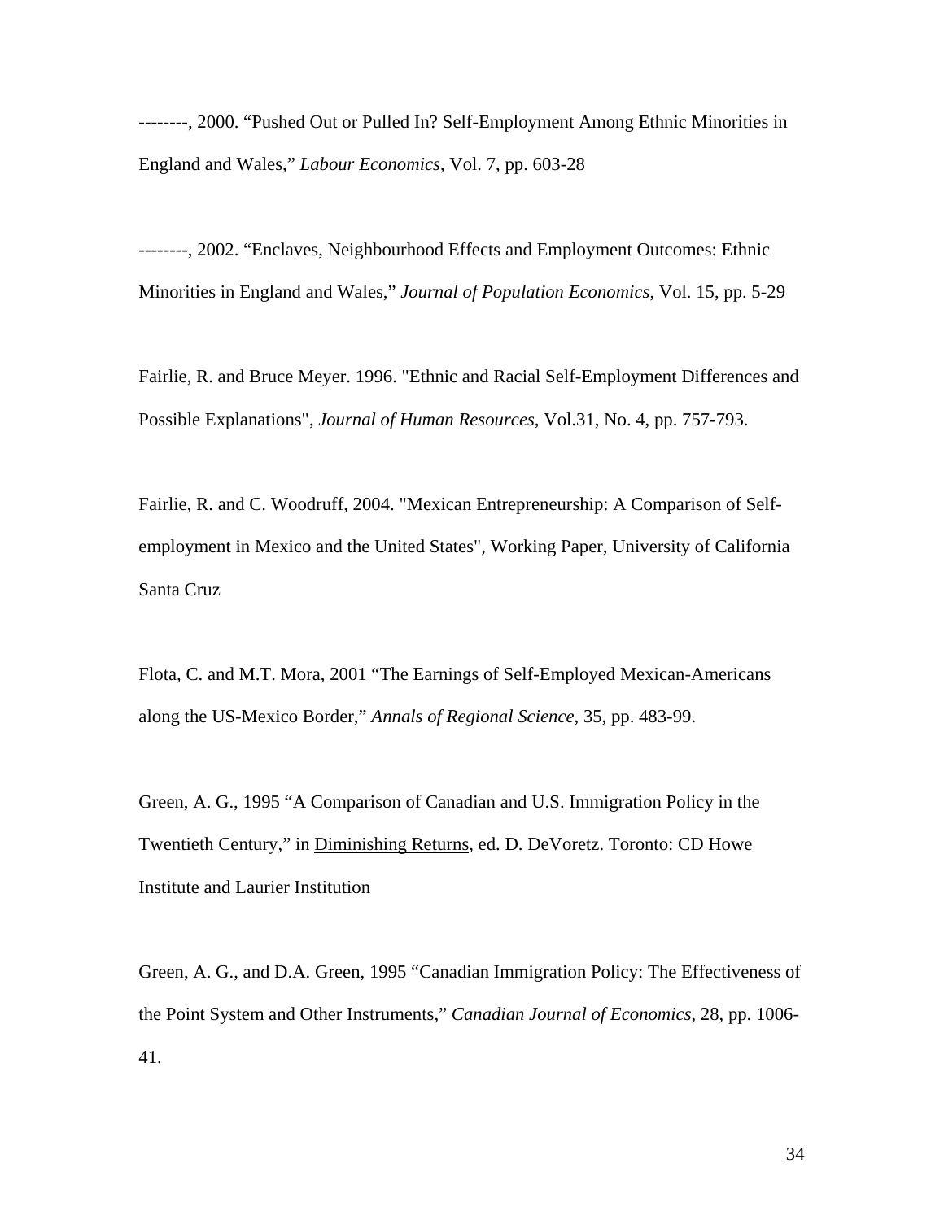--------, 2000. “Pushed Out or Pulled In? Self-Employment Among Ethnic Minorities in England and Wales,” *Labour Economics*, Vol. 7, pp. 603-28

--------, 2002. “Enclaves, Neighbourhood Effects and Employment Outcomes: Ethnic Minorities in England and Wales,” *Journal of Population Economics*, Vol. 15, pp. 5-29

Fairlie, R. and Bruce Meyer. 1996. "Ethnic and Racial Self-Employment Differences and Possible Explanations", *Journal of Human Resources,* Vol.31, No. 4, pp. 757-793.

Fairlie, R. and C. Woodruff, 2004. "Mexican Entrepreneurship: A Comparison of Self-employment in Mexico and the United States", Working Paper, University of California Santa Cruz

Flota, C. and M.T. Mora, 2001 “The Earnings of Self-Employed Mexican-Americans along the US-Mexico Border,” *Annals of Regional Science*, 35, pp. 483-99.

Green, A. G., 1995 “A Comparison of Canadian and U.S. Immigration Policy in the Twentieth Century,” in Diminishing Returns, ed. D. DeVoretz. Toronto: CD Howe Institute and Laurier Institution

Green, A. G., and D.A. Green, 1995 “Canadian Immigration Policy: The Effectiveness of the Point System and Other Instruments,” *Canadian Journal of Economics*, 28, pp. 1006-41.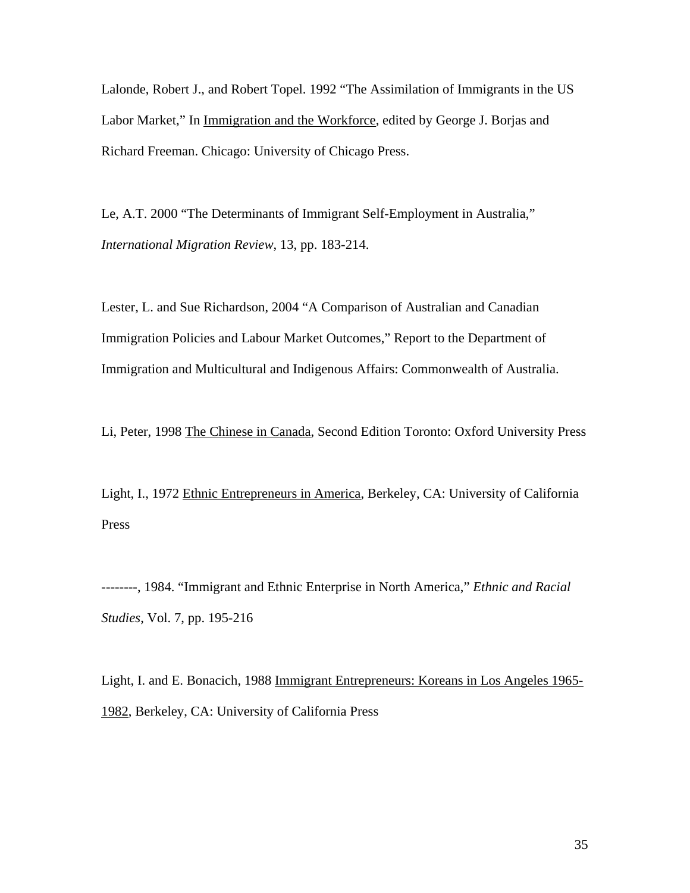Lalonde, Robert J., and Robert Topel. 1992 “The Assimilation of Immigrants in the US Labor Market,” In Immigration and the Workforce, edited by George J. Borjas and Richard Freeman. Chicago: University of Chicago Press.

Le, A.T. 2000 “The Determinants of Immigrant Self-Employment in Australia,” *International Migration Review*, 13, pp. 183-214.

Lester, L. and Sue Richardson, 2004 “A Comparison of Australian and Canadian Immigration Policies and Labour Market Outcomes,” Report to the Department of Immigration and Multicultural and Indigenous Affairs: Commonwealth of Australia.

Li, Peter, 1998 The Chinese in Canada, Second Edition Toronto: Oxford University Press

Light, I., 1972 Ethnic Entrepreneurs in America, Berkeley, CA: University of California Press

--------, 1984. “Immigrant and Ethnic Enterprise in North America,” *Ethnic and Racial Studies*, Vol. 7, pp. 195-216

Light, I. and E. Bonacich, 1988 Immigrant Entrepreneurs: Koreans in Los Angeles 1965-1982, Berkeley, CA: University of California Press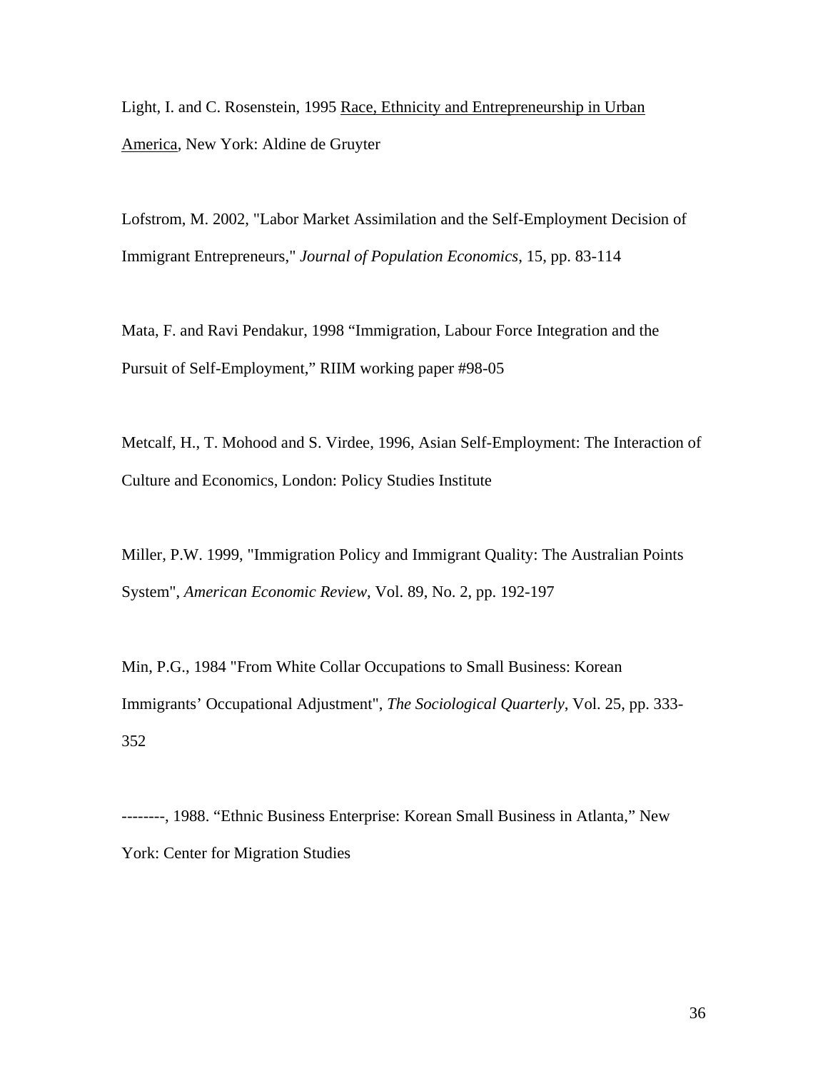Light, I. and C. Rosenstein, 1995 <u>Race, Ethnicity and Entrepreneurship in Urban America</u>, New York: Aldine de Gruyter

Lofstrom, M. 2002, "Labor Market Assimilation and the Self-Employment Decision of Immigrant Entrepreneurs," *Journal of Population Economics*, 15, pp. 83-114

Mata, F. and Ravi Pendakur, 1998 "Immigration, Labour Force Integration and the Pursuit of Self-Employment," RIIM working paper #98-05

Metcalf, H., T. Mohood and S. Virdee, 1996, Asian Self-Employment: The Interaction of Culture and Economics, London: Policy Studies Institute

Miller, P.W. 1999, "Immigration Policy and Immigrant Quality: The Australian Points System", *American Economic Review*, Vol. 89, No. 2, pp. 192-197

Min, P.G., 1984 "From White Collar Occupations to Small Business: Korean Immigrants' Occupational Adjustment", *The Sociological Quarterly*, Vol. 25, pp. 333-352

--------, 1988. "Ethnic Business Enterprise: Korean Small Business in Atlanta," New York: Center for Migration Studies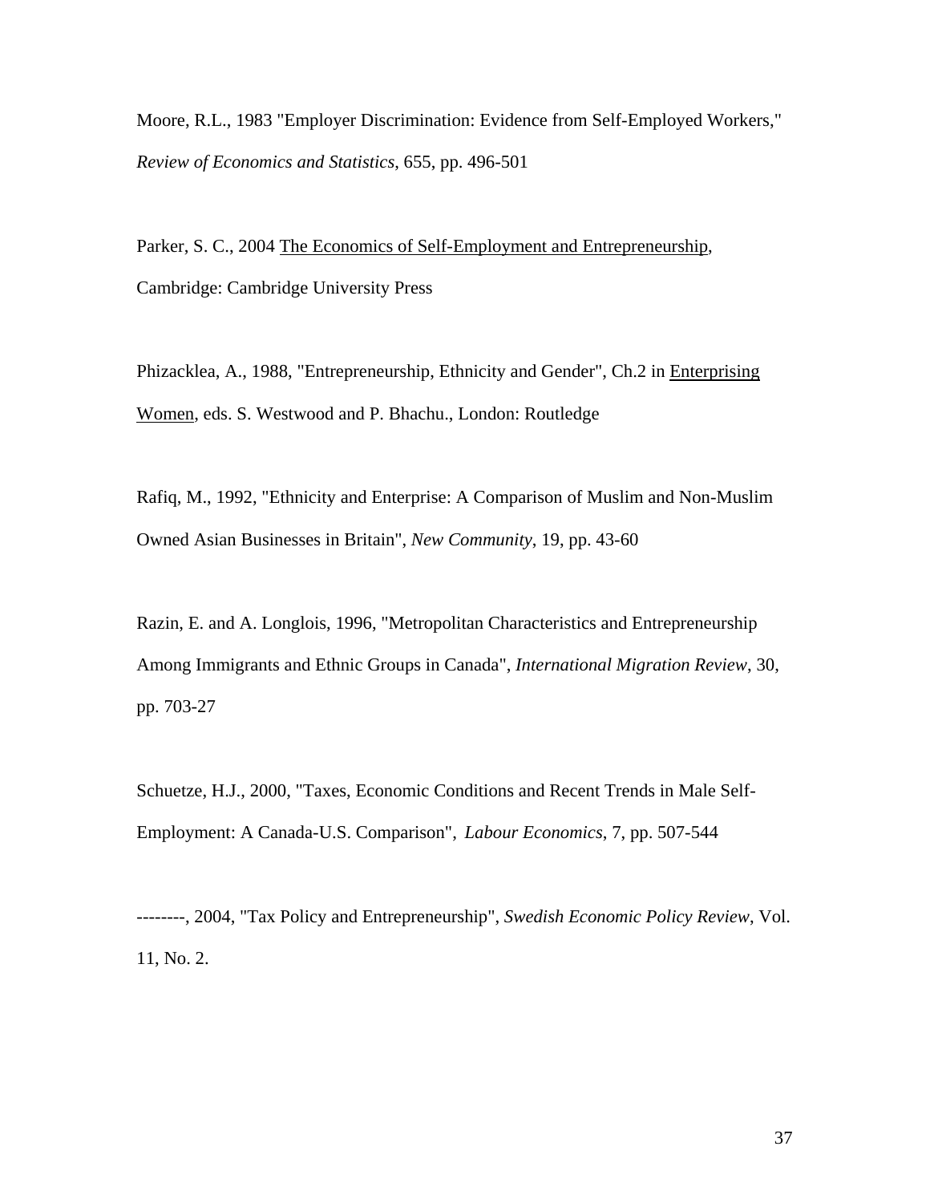Moore, R.L., 1983 "Employer Discrimination: Evidence from Self-Employed Workers," *Review of Economics and Statistics*, 655, pp. 496-501

Parker, S. C., 2004 The Economics of Self-Employment and Entrepreneurship, Cambridge: Cambridge University Press

Phizacklea, A., 1988, "Entrepreneurship, Ethnicity and Gender", Ch.2 in Enterprising Women, eds. S. Westwood and P. Bhachu., London: Routledge

Rafiq, M., 1992, "Ethnicity and Enterprise: A Comparison of Muslim and Non-Muslim Owned Asian Businesses in Britain", *New Community*, 19, pp. 43-60

Razin, E. and A. Longlois, 1996, "Metropolitan Characteristics and Entrepreneurship Among Immigrants and Ethnic Groups in Canada", *International Migration Review*, 30, pp. 703-27

Schuetze, H.J., 2000, "Taxes, Economic Conditions and Recent Trends in Male Self-Employment: A Canada-U.S. Comparison", *Labour Economics*, 7, pp. 507-544

--------, 2004, "Tax Policy and Entrepreneurship", *Swedish Economic Policy Review*, Vol. 11, No. 2.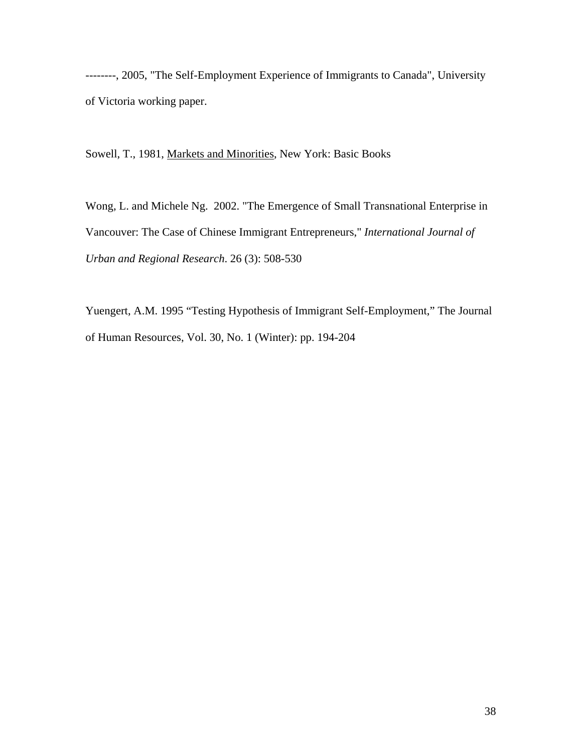--------, 2005, "The Self-Employment Experience of Immigrants to Canada", University of Victoria working paper.

Sowell, T., 1981, <u>Markets and Minorities</u>, New York: Basic Books

Wong, L. and Michele Ng. 2002. "The Emergence of Small Transnational Enterprise in Vancouver: The Case of Chinese Immigrant Entrepreneurs," *International Journal of Urban and Regional Research*. 26 (3): 508-530

Yuengert, A.M. 1995 "Testing Hypothesis of Immigrant Self-Employment," The Journal of Human Resources, Vol. 30, No. 1 (Winter): pp. 194-204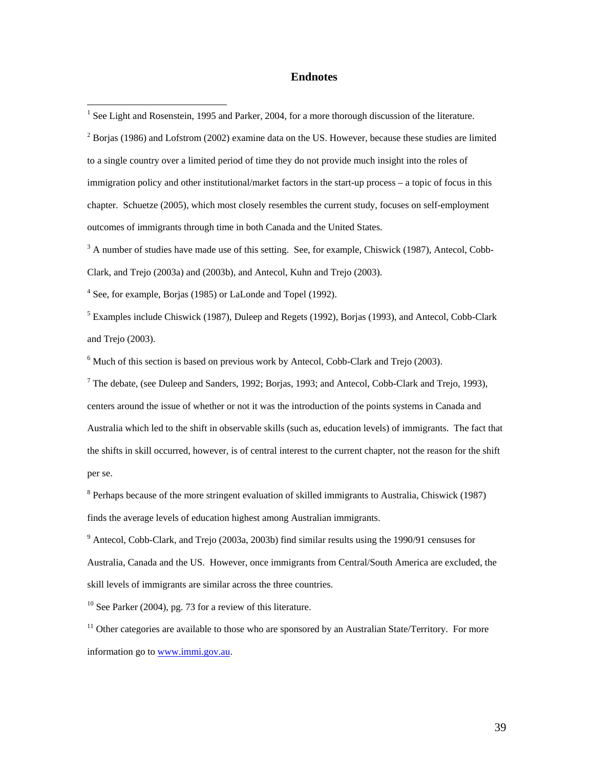# Endnotes

[1] See Light and Rosenstein, 1995 and Parker, 2004, for a more thorough discussion of the literature.

[2] Borjas (1986) and Lofstrom (2002) examine data on the US. However, because these studies are limited to a single country over a limited period of time they do not provide much insight into the roles of immigration policy and other institutional/market factors in the start-up process – a topic of focus in this chapter. Schuetze (2005), which most closely resembles the current study, focuses on self-employment outcomes of immigrants through time in both Canada and the United States.

[3] A number of studies have made use of this setting. See, for example, Chiswick (1987), Antecol, Cobb-Clark, and Trejo (2003a) and (2003b), and Antecol, Kuhn and Trejo (2003).

[4] See, for example, Borjas (1985) or LaLonde and Topel (1992).

[5] Examples include Chiswick (1987), Duleep and Regets (1992), Borjas (1993), and Antecol, Cobb-Clark and Trejo (2003).

[6] Much of this section is based on previous work by Antecol, Cobb-Clark and Trejo (2003).

[7] The debate, (see Duleep and Sanders, 1992; Borjas, 1993; and Antecol, Cobb-Clark and Trejo, 1993), centers around the issue of whether or not it was the introduction of the points systems in Canada and Australia which led to the shift in observable skills (such as, education levels) of immigrants. The fact that the shifts in skill occurred, however, is of central interest to the current chapter, not the reason for the shift per se.

[8] Perhaps because of the more stringent evaluation of skilled immigrants to Australia, Chiswick (1987) finds the average levels of education highest among Australian immigrants.

[9] Antecol, Cobb-Clark, and Trejo (2003a, 2003b) find similar results using the 1990/91 censuses for Australia, Canada and the US. However, once immigrants from Central/South America are excluded, the skill levels of immigrants are similar across the three countries.

[10] See Parker (2004), pg. 73 for a review of this literature.

[11] Other categories are available to those who are sponsored by an Australian State/Territory. For more information go to www.immi.gov.au.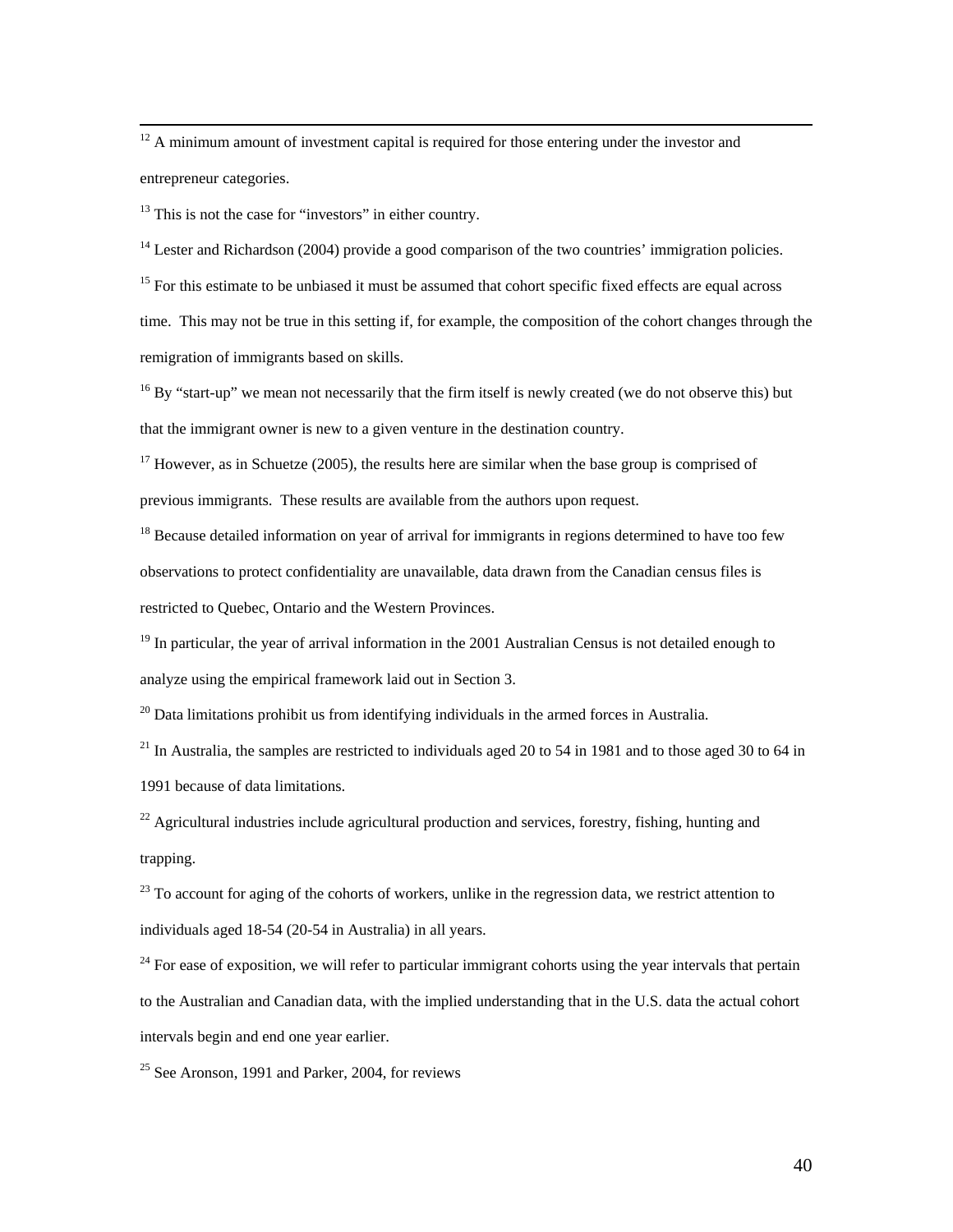[12] A minimum amount of investment capital is required for those entering under the investor and entrepreneur categories.

[13] This is not the case for "investors" in either country.

[14] Lester and Richardson (2004) provide a good comparison of the two countries' immigration policies.

[15] For this estimate to be unbiased it must be assumed that cohort specific fixed effects are equal across time. This may not be true in this setting if, for example, the composition of the cohort changes through the remigration of immigrants based on skills.

[16] By "start-up" we mean not necessarily that the firm itself is newly created (we do not observe this) but that the immigrant owner is new to a given venture in the destination country.

[17] However, as in Schuetze (2005), the results here are similar when the base group is comprised of previous immigrants. These results are available from the authors upon request.

[18] Because detailed information on year of arrival for immigrants in regions determined to have too few observations to protect confidentiality are unavailable, data drawn from the Canadian census files is restricted to Quebec, Ontario and the Western Provinces.

[19] In particular, the year of arrival information in the 2001 Australian Census is not detailed enough to analyze using the empirical framework laid out in Section 3.

[20] Data limitations prohibit us from identifying individuals in the armed forces in Australia.

[21] In Australia, the samples are restricted to individuals aged 20 to 54 in 1981 and to those aged 30 to 64 in 1991 because of data limitations.

[22] Agricultural industries include agricultural production and services, forestry, fishing, hunting and trapping.

[23] To account for aging of the cohorts of workers, unlike in the regression data, we restrict attention to individuals aged 18-54 (20-54 in Australia) in all years.

[24] For ease of exposition, we will refer to particular immigrant cohorts using the year intervals that pertain to the Australian and Canadian data, with the implied understanding that in the U.S. data the actual cohort intervals begin and end one year earlier.

[25] See Aronson, 1991 and Parker, 2004, for reviews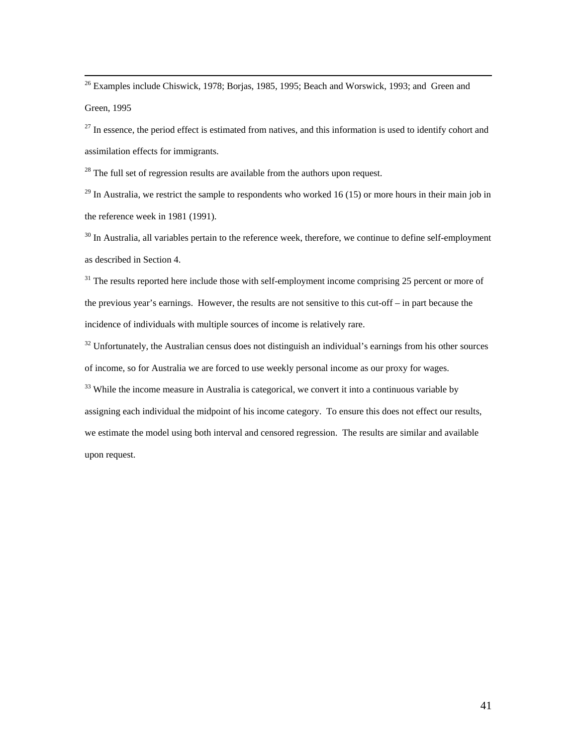[26] Examples include Chiswick, 1978; Borjas, 1985, 1995; Beach and Worswick, 1993; and Green and Green, 1995

[27] In essence, the period effect is estimated from natives, and this information is used to identify cohort and assimilation effects for immigrants.

[28] The full set of regression results are available from the authors upon request.

[29] In Australia, we restrict the sample to respondents who worked 16 (15) or more hours in their main job in the reference week in 1981 (1991).

[30] In Australia, all variables pertain to the reference week, therefore, we continue to define self-employment as described in Section 4.

[31] The results reported here include those with self-employment income comprising 25 percent or more of the previous year's earnings. However, the results are not sensitive to this cut-off – in part because the incidence of individuals with multiple sources of income is relatively rare.

[32] Unfortunately, the Australian census does not distinguish an individual's earnings from his other sources of income, so for Australia we are forced to use weekly personal income as our proxy for wages.

[33] While the income measure in Australia is categorical, we convert it into a continuous variable by assigning each individual the midpoint of his income category. To ensure this does not effect our results, we estimate the model using both interval and censored regression. The results are similar and available upon request.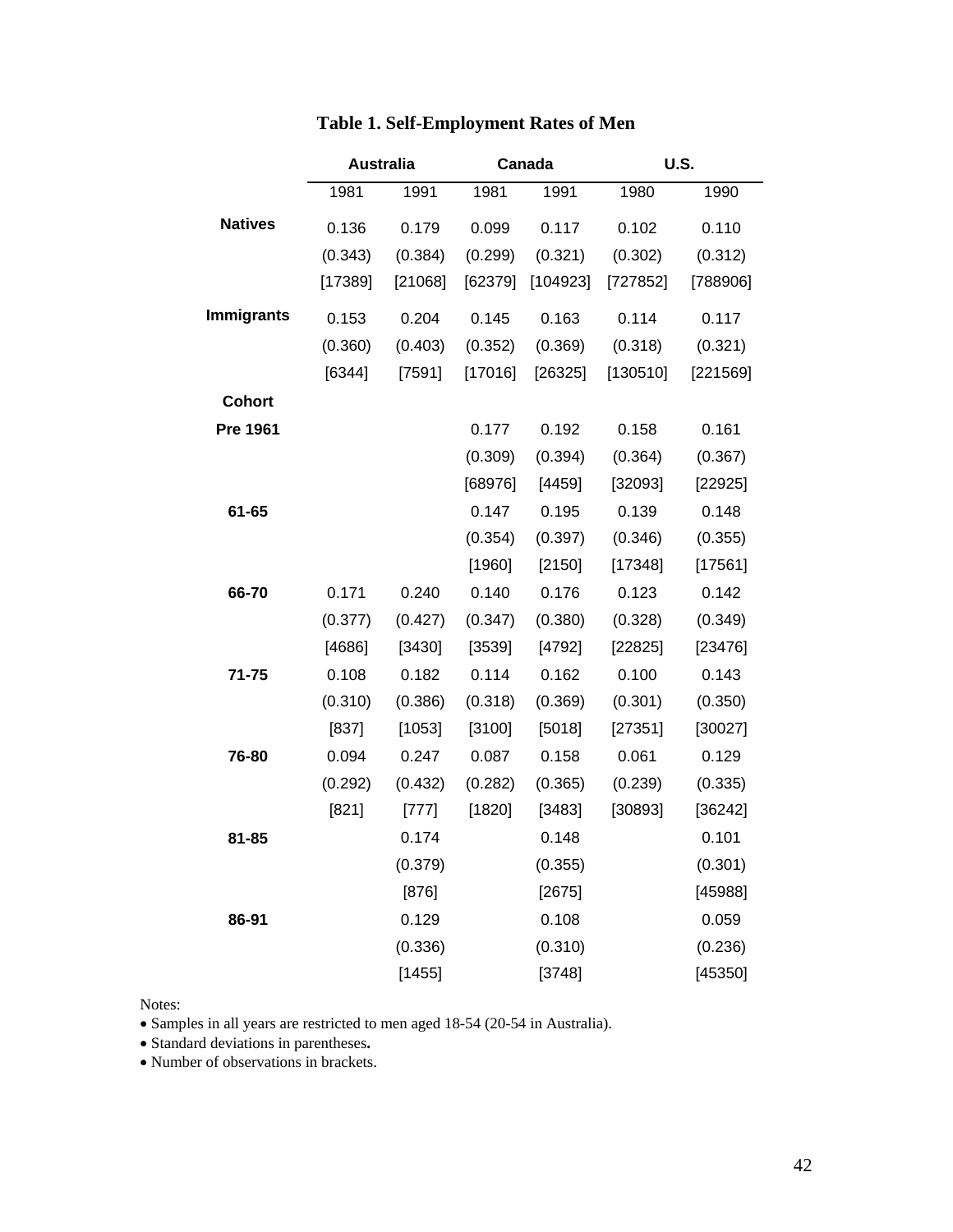**Table 1. Self-Employment Rates of Men**

| | Australia | | Canada | | U.S. | |
|---|---|---|---|---|---|---|
| | 1981 | 1991 | 1981 | 1991 | 1980 | 1990 |
| **Natives** | 0.136 | 0.179 | 0.099 | 0.117 | 0.102 | 0.110 |
| | (0.343) | (0.384) | (0.299) | (0.321) | (0.302) | (0.312) |
| | [17389] | [21068] | [62379] | [104923] | [727852] | [788906] |
| **Immigrants** | 0.153 | 0.204 | 0.145 | 0.163 | 0.114 | 0.117 |
| | (0.360) | (0.403) | (0.352) | (0.369) | (0.318) | (0.321) |
| | [6344] | [7591] | [17016] | [26325] | [130510] | [221569] |
| **Cohort** | | | | | | |
| **Pre 1961** | | | 0.177 | 0.192 | 0.158 | 0.161 |
| | | | (0.309) | (0.394) | (0.364) | (0.367) |
| | | | [68976] | [4459] | [32093] | [22925] |
| **61-65** | | | 0.147 | 0.195 | 0.139 | 0.148 |
| | | | (0.354) | (0.397) | (0.346) | (0.355) |
| | | | [1960] | [2150] | [17348] | [17561] |
| **66-70** | 0.171 | 0.240 | 0.140 | 0.176 | 0.123 | 0.142 |
| | (0.377) | (0.427) | (0.347) | (0.380) | (0.328) | (0.349) |
| | [4686] | [3430] | [3539] | [4792] | [22825] | [23476] |
| **71-75** | 0.108 | 0.182 | 0.114 | 0.162 | 0.100 | 0.143 |
| | (0.310) | (0.386) | (0.318) | (0.369) | (0.301) | (0.350) |
| | [837] | [1053] | [3100] | [5018] | [27351] | [30027] |
| **76-80** | 0.094 | 0.247 | 0.087 | 0.158 | 0.061 | 0.129 |
| | (0.292) | (0.432) | (0.282) | (0.365) | (0.239) | (0.335) |
| | [821] | [777] | [1820] | [3483] | [30893] | [36242] |
| **81-85** | | 0.174 | | 0.148 | | 0.101 |
| | | (0.379) | | (0.355) | | (0.301) |
| | | [876] | | [2675] | | [45988] |
| **86-91** | | 0.129 | | 0.108 | | 0.059 |
| | | (0.336) | | (0.310) | | (0.236) |
| | | [1455] | | [3748] | | [45350] |

Notes:

- Samples in all years are restricted to men aged 18-54 (20-54 in Australia).
- Standard deviations in parentheses**.**
- Number of observations in brackets.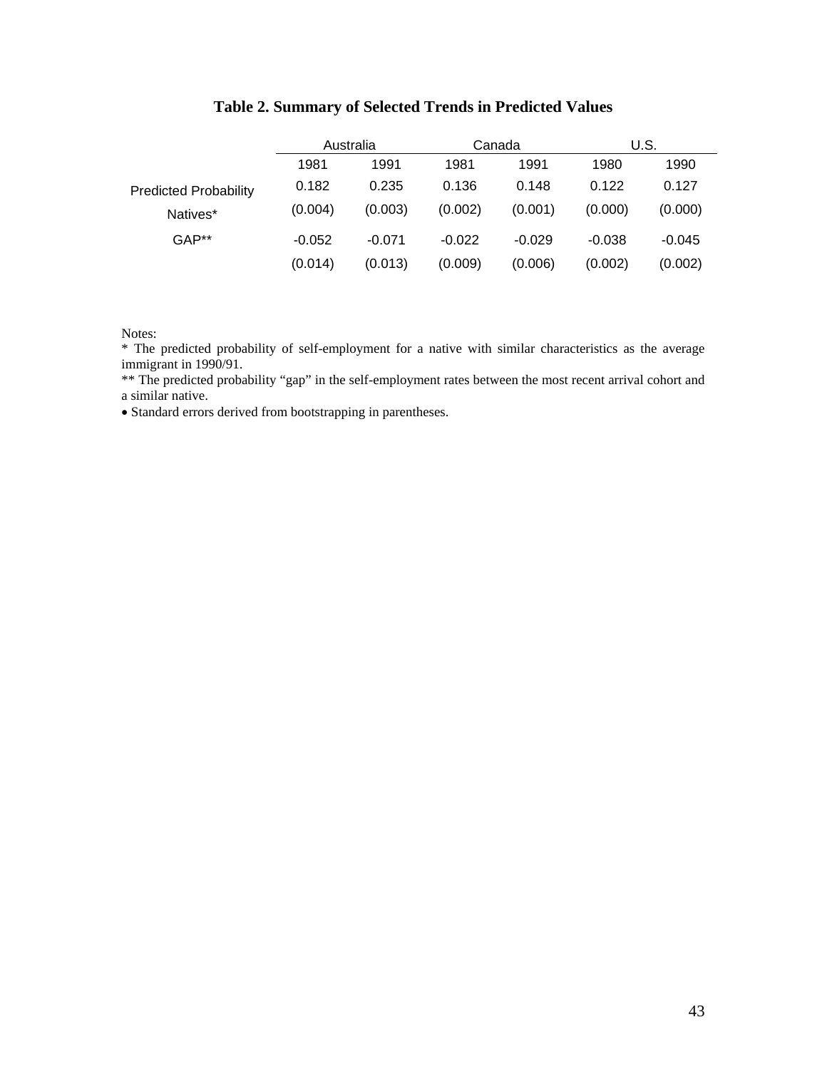**Table 2. Summary of Selected Trends in Predicted Values**

| | Australia | | Canada | | U.S. | |
|---|---|---|---|---|---|---|
| | 1981 | 1991 | 1981 | 1991 | 1980 | 1990 |
| Predicted Probability | 0.182 | 0.235 | 0.136 | 0.148 | 0.122 | 0.127 |
| Natives* | (0.004) | (0.003) | (0.002) | (0.001) | (0.000) | (0.000) |
| GAP** | -0.052 | -0.071 | -0.022 | -0.029 | -0.038 | -0.045 |
| | (0.014) | (0.013) | (0.009) | (0.006) | (0.002) | (0.002) |

Notes:

* The predicted probability of self-employment for a native with similar characteristics as the average immigrant in 1990/91.

** The predicted probability "gap" in the self-employment rates between the most recent arrival cohort and a similar native.

• Standard errors derived from bootstrapping in parentheses.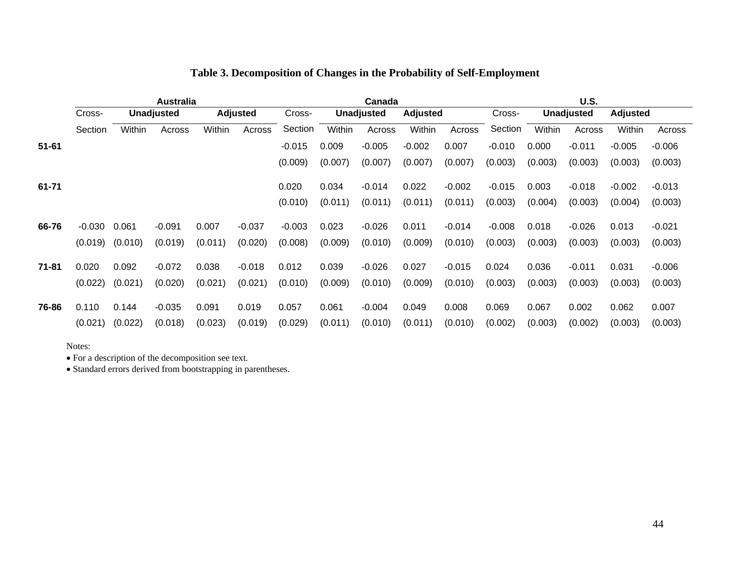**Table 3. Decomposition of Changes in the Probability of Self-Employment**

| | Australia | | | | | Canada | | | | | U.S. | | | | |
|---|---|---|---|---|---|---|---|---|---|---|---|---|---|---|---|
| | Cross- | Unadjusted | | Adjusted | | Cross- | Unadjusted | | Adjusted | | Cross- | Unadjusted | | Adjusted | |
| | Section | Within | Across | Within | Across | Section | Within | Across | Within | Across | Section | Within | Across | Within | Across |
| **51-61** | | | | | | -0.015 | 0.009 | -0.005 | -0.002 | 0.007 | -0.010 | 0.000 | -0.011 | -0.005 | -0.006 |
| | | | | | | (0.009) | (0.007) | (0.007) | (0.007) | (0.007) | (0.003) | (0.003) | (0.003) | (0.003) | (0.003) |
| **61-71** | | | | | | 0.020 | 0.034 | -0.014 | 0.022 | -0.002 | -0.015 | 0.003 | -0.018 | -0.002 | -0.013 |
| | | | | | | (0.010) | (0.011) | (0.011) | (0.011) | (0.011) | (0.003) | (0.004) | (0.003) | (0.004) | (0.003) |
| **66-76** | -0.030 | 0.061 | -0.091 | 0.007 | -0.037 | -0.003 | 0.023 | -0.026 | 0.011 | -0.014 | -0.008 | 0.018 | -0.026 | 0.013 | -0.021 |
| | (0.019) | (0.010) | (0.019) | (0.011) | (0.020) | (0.008) | (0.009) | (0.010) | (0.009) | (0.010) | (0.003) | (0.003) | (0.003) | (0.003) | (0.003) |
| **71-81** | 0.020 | 0.092 | -0.072 | 0.038 | -0.018 | 0.012 | 0.039 | -0.026 | 0.027 | -0.015 | 0.024 | 0.036 | -0.011 | 0.031 | -0.006 |
| | (0.022) | (0.021) | (0.020) | (0.021) | (0.021) | (0.010) | (0.009) | (0.010) | (0.009) | (0.010) | (0.003) | (0.003) | (0.003) | (0.003) | (0.003) |
| **76-86** | 0.110 | 0.144 | -0.035 | 0.091 | 0.019 | 0.057 | 0.061 | -0.004 | 0.049 | 0.008 | 0.069 | 0.067 | 0.002 | 0.062 | 0.007 |
| | (0.021) | (0.022) | (0.018) | (0.023) | (0.019) | (0.029) | (0.011) | (0.010) | (0.011) | (0.010) | (0.002) | (0.003) | (0.002) | (0.003) | (0.003) |

Notes:
- For a description of the decomposition see text.
- Standard errors derived from bootstrapping in parentheses.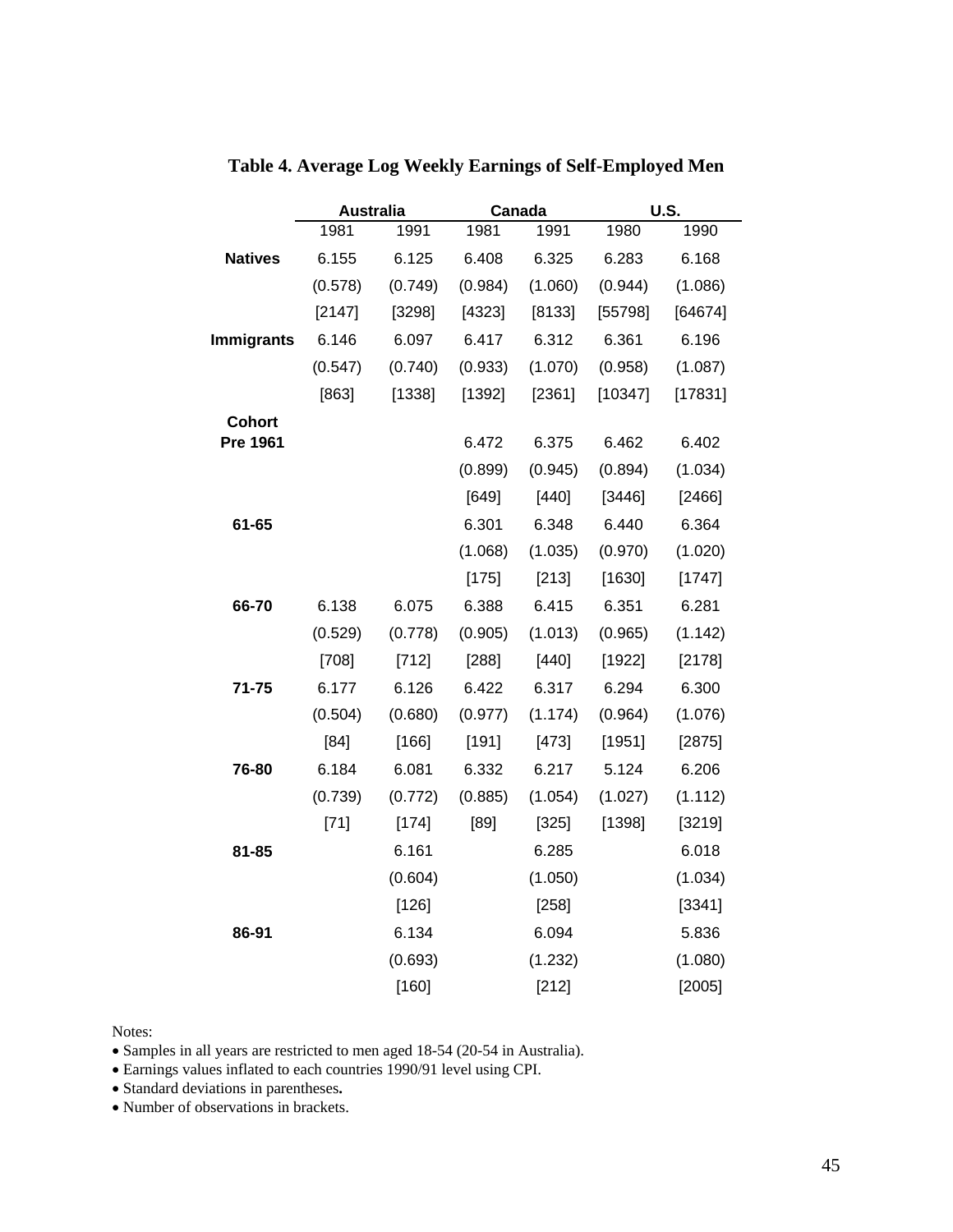**Table 4. Average Log Weekly Earnings of Self-Employed Men**

| | Australia | | Canada | | U.S. | |
|---|---|---|---|---|---|---|
| | 1981 | 1991 | 1981 | 1991 | 1980 | 1990 |
| **Natives** | 6.155 | 6.125 | 6.408 | 6.325 | 6.283 | 6.168 |
| | (0.578) | (0.749) | (0.984) | (1.060) | (0.944) | (1.086) |
| | [2147] | [3298] | [4323] | [8133] | [55798] | [64674] |
| **Immigrants** | 6.146 | 6.097 | 6.417 | 6.312 | 6.361 | 6.196 |
| | (0.547) | (0.740) | (0.933) | (1.070) | (0.958) | (1.087) |
| | [863] | [1338] | [1392] | [2361] | [10347] | [17831] |
| **Cohort** | | | | | | |
| **Pre 1961** | | | 6.472 | 6.375 | 6.462 | 6.402 |
| | | | (0.899) | (0.945) | (0.894) | (1.034) |
| | | | [649] | [440] | [3446] | [2466] |
| **61-65** | | | 6.301 | 6.348 | 6.440 | 6.364 |
| | | | (1.068) | (1.035) | (0.970) | (1.020) |
| | | | [175] | [213] | [1630] | [1747] |
| **66-70** | 6.138 | 6.075 | 6.388 | 6.415 | 6.351 | 6.281 |
| | (0.529) | (0.778) | (0.905) | (1.013) | (0.965) | (1.142) |
| | [708] | [712] | [288] | [440] | [1922] | [2178] |
| **71-75** | 6.177 | 6.126 | 6.422 | 6.317 | 6.294 | 6.300 |
| | (0.504) | (0.680) | (0.977) | (1.174) | (0.964) | (1.076) |
| | [84] | [166] | [191] | [473] | [1951] | [2875] |
| **76-80** | 6.184 | 6.081 | 6.332 | 6.217 | 5.124 | 6.206 |
| | (0.739) | (0.772) | (0.885) | (1.054) | (1.027) | (1.112) |
| | [71] | [174] | [89] | [325] | [1398] | [3219] |
| **81-85** | | 6.161 | | 6.285 | | 6.018 |
| | | (0.604) | | (1.050) | | (1.034) |
| | | [126] | | [258] | | [3341] |
| **86-91** | | 6.134 | | 6.094 | | 5.836 |
| | | (0.693) | | (1.232) | | (1.080) |
| | | [160] | | [212] | | [2005] |

Notes:

- Samples in all years are restricted to men aged 18-54 (20-54 in Australia).
- Earnings values inflated to each countries 1990/91 level using CPI.
- Standard deviations in parentheses.
- Number of observations in brackets.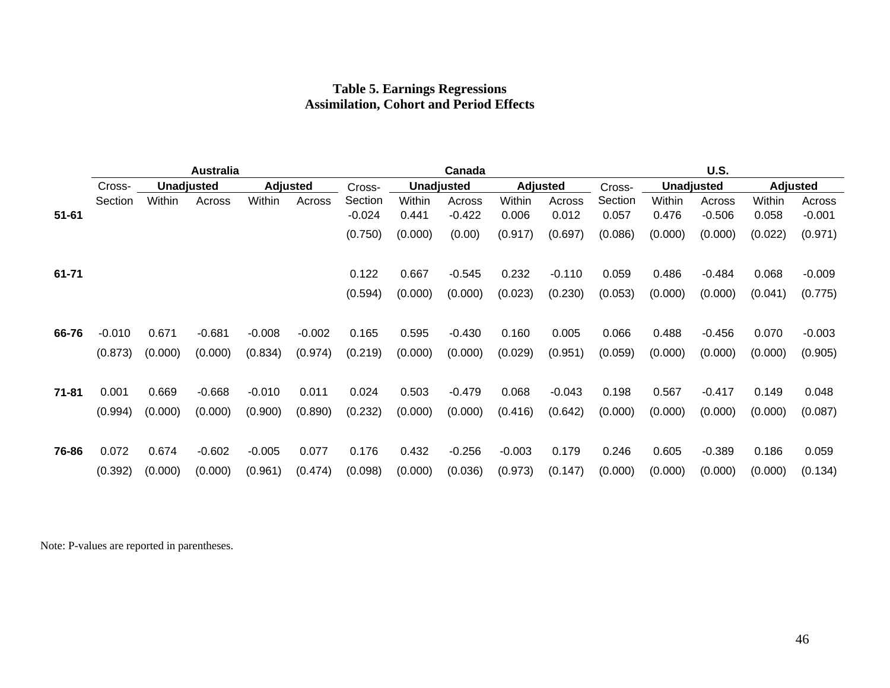**Table 5. Earnings Regressions**
**Assimilation, Cohort and Period Effects**

| | Australia | | | | | Canada | | | | | U.S. | | | | |
|---|---|---|---|---|---|---|---|---|---|---|---|---|---|---|---|
| | Cross-Section | Unadjusted | | Adjusted | | Cross-Section | Unadjusted | | Adjusted | | Cross-Section | Unadjusted | | Adjusted | |
| | | Within | Across | Within | Across | | Within | Across | Within | Across | | Within | Across | Within | Across |
| **51-61** | | | | | | -0.024 | 0.441 | -0.422 | 0.006 | 0.012 | 0.057 | 0.476 | -0.506 | 0.058 | -0.001 |
| | | | | | | (0.750) | (0.000) | (0.00) | (0.917) | (0.697) | (0.086) | (0.000) | (0.000) | (0.022) | (0.971) |
| **61-71** | | | | | | 0.122 | 0.667 | -0.545 | 0.232 | -0.110 | 0.059 | 0.486 | -0.484 | 0.068 | -0.009 |
| | | | | | | (0.594) | (0.000) | (0.000) | (0.023) | (0.230) | (0.053) | (0.000) | (0.000) | (0.041) | (0.775) |
| **66-76** | -0.010 | 0.671 | -0.681 | -0.008 | -0.002 | 0.165 | 0.595 | -0.430 | 0.160 | 0.005 | 0.066 | 0.488 | -0.456 | 0.070 | -0.003 |
| | (0.873) | (0.000) | (0.000) | (0.834) | (0.974) | (0.219) | (0.000) | (0.000) | (0.029) | (0.951) | (0.059) | (0.000) | (0.000) | (0.000) | (0.905) |
| **71-81** | 0.001 | 0.669 | -0.668 | -0.010 | 0.011 | 0.024 | 0.503 | -0.479 | 0.068 | -0.043 | 0.198 | 0.567 | -0.417 | 0.149 | 0.048 |
| | (0.994) | (0.000) | (0.000) | (0.900) | (0.890) | (0.232) | (0.000) | (0.000) | (0.416) | (0.642) | (0.000) | (0.000) | (0.000) | (0.000) | (0.087) |
| **76-86** | 0.072 | 0.674 | -0.602 | -0.005 | 0.077 | 0.176 | 0.432 | -0.256 | -0.003 | 0.179 | 0.246 | 0.605 | -0.389 | 0.186 | 0.059 |
| | (0.392) | (0.000) | (0.000) | (0.961) | (0.474) | (0.098) | (0.000) | (0.036) | (0.973) | (0.147) | (0.000) | (0.000) | (0.000) | (0.000) | (0.134) |

Note: P-values are reported in parentheses.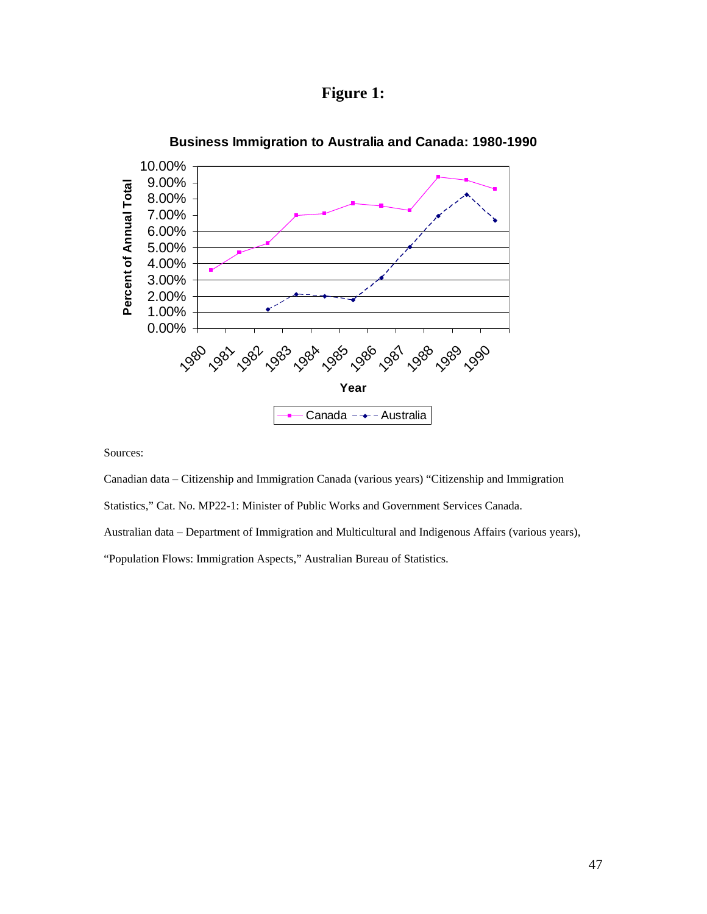# Figure 1:

**Business Immigration to Australia and Canada: 1980-1990**

Sources:

Canadian data – Citizenship and Immigration Canada (various years) "Citizenship and Immigration Statistics," Cat. No. MP22-1: Minister of Public Works and Government Services Canada.

Australian data – Department of Immigration and Multicultural and Indigenous Affairs (various years), "Population Flows: Immigration Aspects," Australian Bureau of Statistics.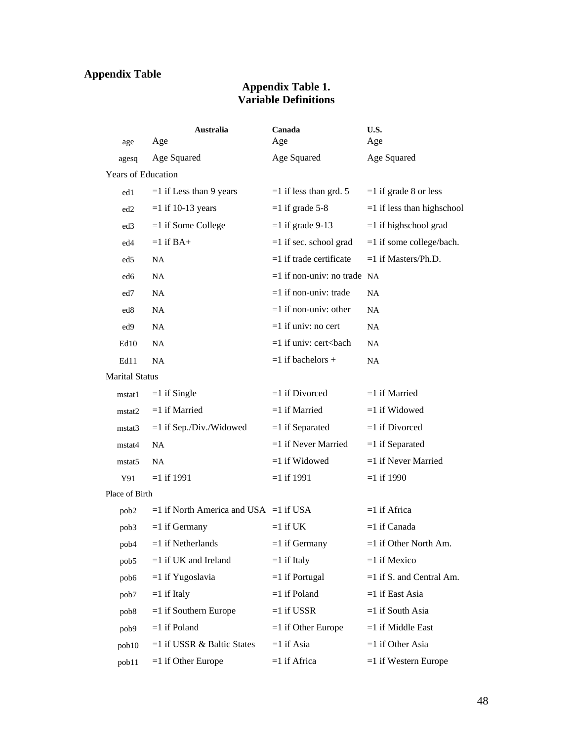## Appendix Table

### Appendix Table 1.
### Variable Definitions

| | Australia | Canada | U.S. |
|---|---|---|---|
| age | Age | Age | Age |
| agesq | Age Squared | Age Squared | Age Squared |
| Years of Education | | | |
| ed1 | =1 if Less than 9 years | =1 if less than grd. 5 | =1 if grade 8 or less |
| ed2 | =1 if 10-13 years | =1 if grade 5-8 | =1 if less than highschool |
| ed3 | =1 if Some College | =1 if grade 9-13 | =1 if highschool grad |
| ed4 | =1 if BA+ | =1 if sec. school grad | =1 if some college/bach. |
| ed5 | NA | =1 if trade certificate | =1 if Masters/Ph.D. |
| ed6 | NA | =1 if non-univ: no trade | NA |
| ed7 | NA | =1 if non-univ: trade | NA |
| ed8 | NA | =1 if non-univ: other | NA |
| ed9 | NA | =1 if univ: no cert | NA |
| Ed10 | NA | =1 if univ: cert<bach | NA |
| Ed11 | NA | =1 if bachelors + | NA |
| Marital Status | | | |
| mstat1 | =1 if Single | =1 if Divorced | =1 if Married |
| mstat2 | =1 if Married | =1 if Married | =1 if Widowed |
| mstat3 | =1 if Sep./Div./Widowed | =1 if Separated | =1 if Divorced |
| mstat4 | NA | =1 if Never Married | =1 if Separated |
| mstat5 | NA | =1 if Widowed | =1 if Never Married |
| Y91 | =1 if 1991 | =1 if 1991 | =1 if 1990 |
| Place of Birth | | | |
| pob2 | =1 if North America and USA | =1 if USA | =1 if Africa |
| pob3 | =1 if Germany | =1 if UK | =1 if Canada |
| pob4 | =1 if Netherlands | =1 if Germany | =1 if Other North Am. |
| pob5 | =1 if UK and Ireland | =1 if Italy | =1 if Mexico |
| pob6 | =1 if Yugoslavia | =1 if Portugal | =1 if S. and Central Am. |
| pob7 | =1 if Italy | =1 if Poland | =1 if East Asia |
| pob8 | =1 if Southern Europe | =1 if USSR | =1 if South Asia |
| pob9 | =1 if Poland | =1 if Other Europe | =1 if Middle East |
| pob10 | =1 if USSR & Baltic States | =1 if Asia | =1 if Other Asia |
| pob11 | =1 if Other Europe | =1 if Africa | =1 if Western Europe |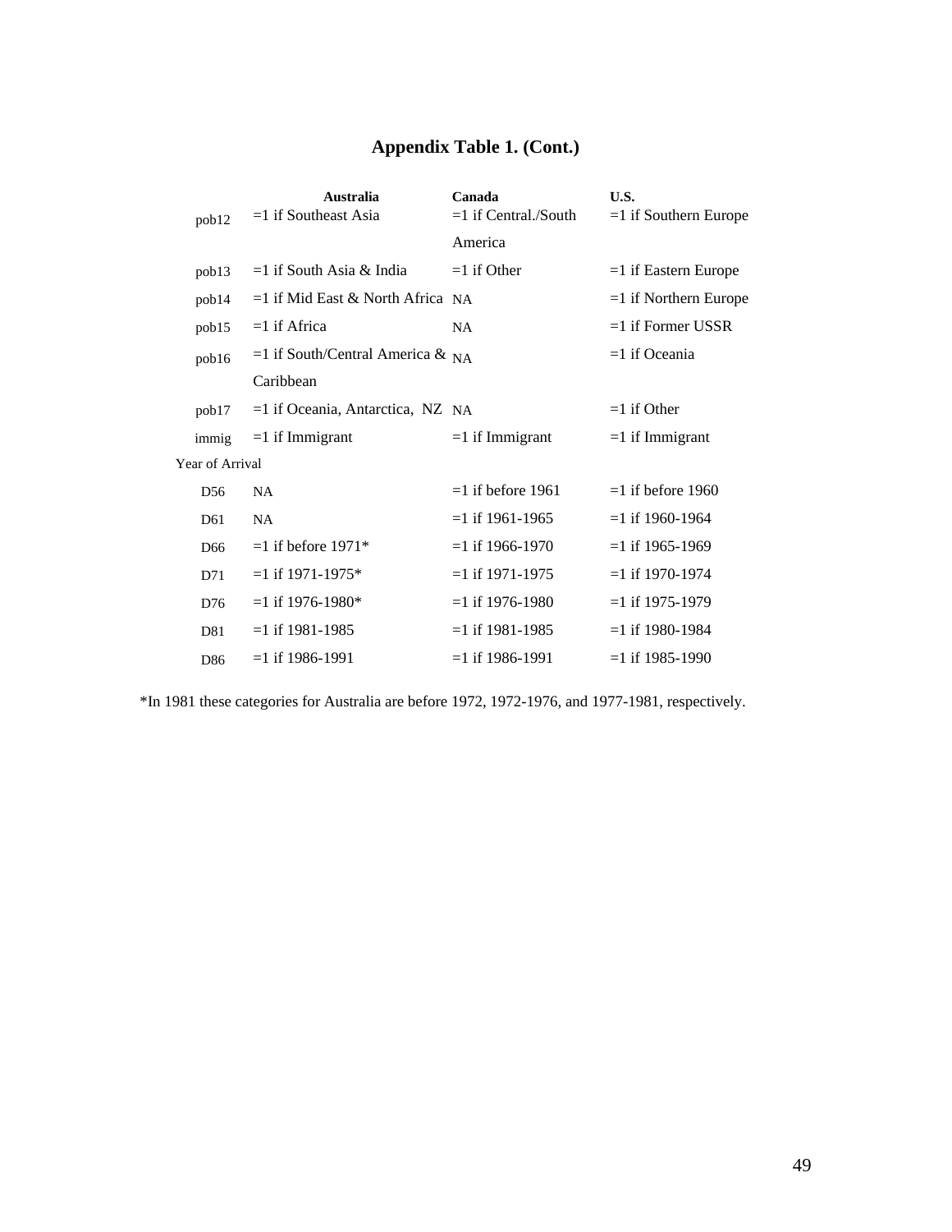# Appendix Table 1. (Cont.)

| | Australia | Canada | U.S. |
|---|---|---|---|
| pob12 | =1 if Southeast Asia | =1 if Central./South America | =1 if Southern Europe |
| pob13 | =1 if South Asia & India | =1 if Other | =1 if Eastern Europe |
| pob14 | =1 if Mid East & North Africa | NA | =1 if Northern Europe |
| pob15 | =1 if Africa | NA | =1 if Former USSR |
| pob16 | =1 if South/Central America & Caribbean | NA | =1 if Oceania |
| pob17 | =1 if Oceania, Antarctica, NZ | NA | =1 if Other |
| immig | =1 if Immigrant | =1 if Immigrant | =1 if Immigrant |
| Year of Arrival | | | |
| D56 | NA | =1 if before 1961 | =1 if before 1960 |
| D61 | NA | =1 if 1961-1965 | =1 if 1960-1964 |
| D66 | =1 if before 1971* | =1 if 1966-1970 | =1 if 1965-1969 |
| D71 | =1 if 1971-1975* | =1 if 1971-1975 | =1 if 1970-1974 |
| D76 | =1 if 1976-1980* | =1 if 1976-1980 | =1 if 1975-1979 |
| D81 | =1 if 1981-1985 | =1 if 1981-1985 | =1 if 1980-1984 |
| D86 | =1 if 1986-1991 | =1 if 1986-1991 | =1 if 1985-1990 |

*In 1981 these categories for Australia are before 1972, 1972-1976, and 1977-1981, respectively.